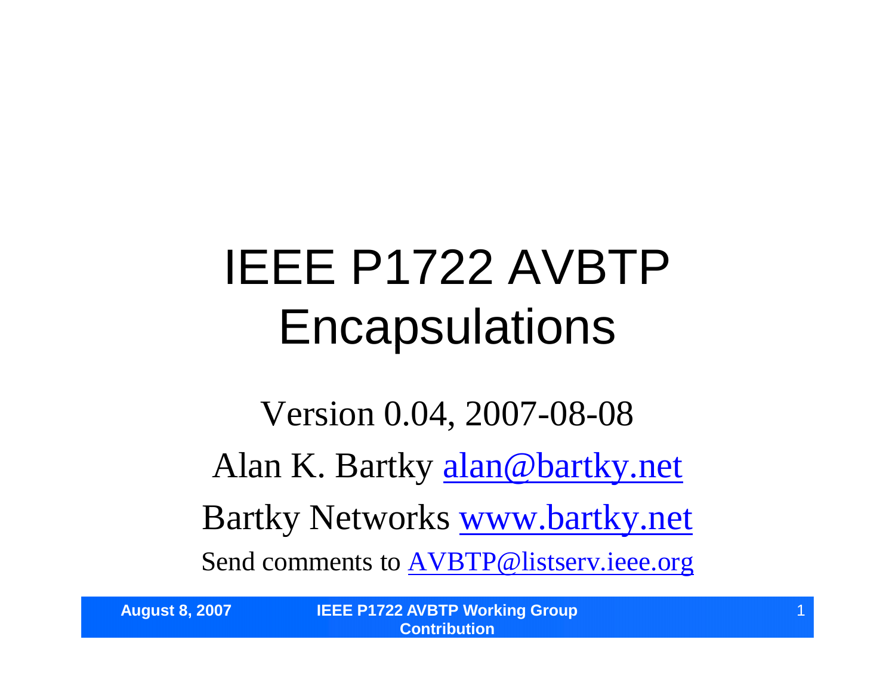# IEEE P1722 AVBTP Encapsulations

Version 0.04, 2007-08-08

Alan K. Bartky alan@bartky.net

Bartky Networks www.bartky.net

Send comments to AVBTP@listserv.ieee.org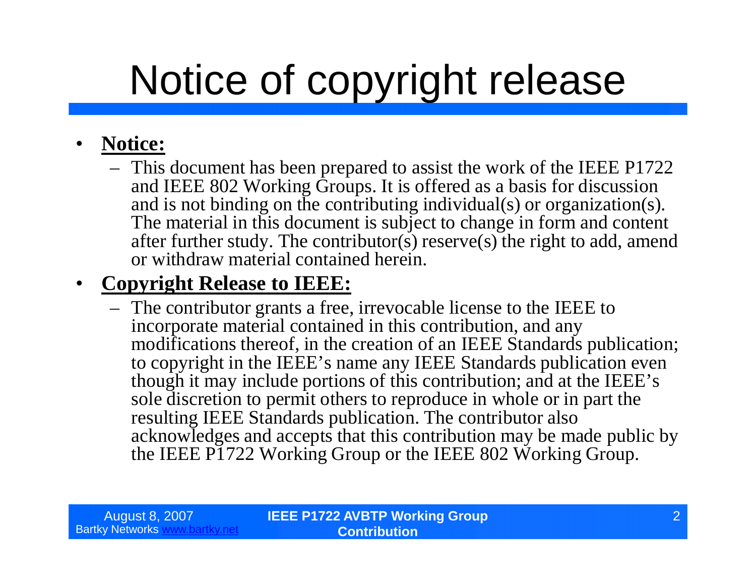# Notice of copyright release

- **Notice:**
  - This document has been prepared to assist the work of the IEEE P1722 and IEEE 802 Working Groups. It is offered as a basis for discussion and is not binding on the contributing individual(s) or organization(s). The material in this document is subject to change in form and content after further study. The contributor(s) reserve(s) the right to add, amend or withdraw material contained herein.
- **Copyright Release to IEEE:**
  - The contributor grants a free, irrevocable license to the IEEE to incorporate material contained in this contribution, and any modifications thereof, in the creation of an IEEE Standards publication; to copyright in the IEEE's name any IEEE Standards publication even though it may include portions of this contribution; and at the IEEE's sole discretion to permit others to reproduce in whole or in part the resulting IEEE Standards publication. The contributor also acknowledges and accepts that this contribution may be made public by the IEEE P1722 Working Group or the IEEE 802 Working Group.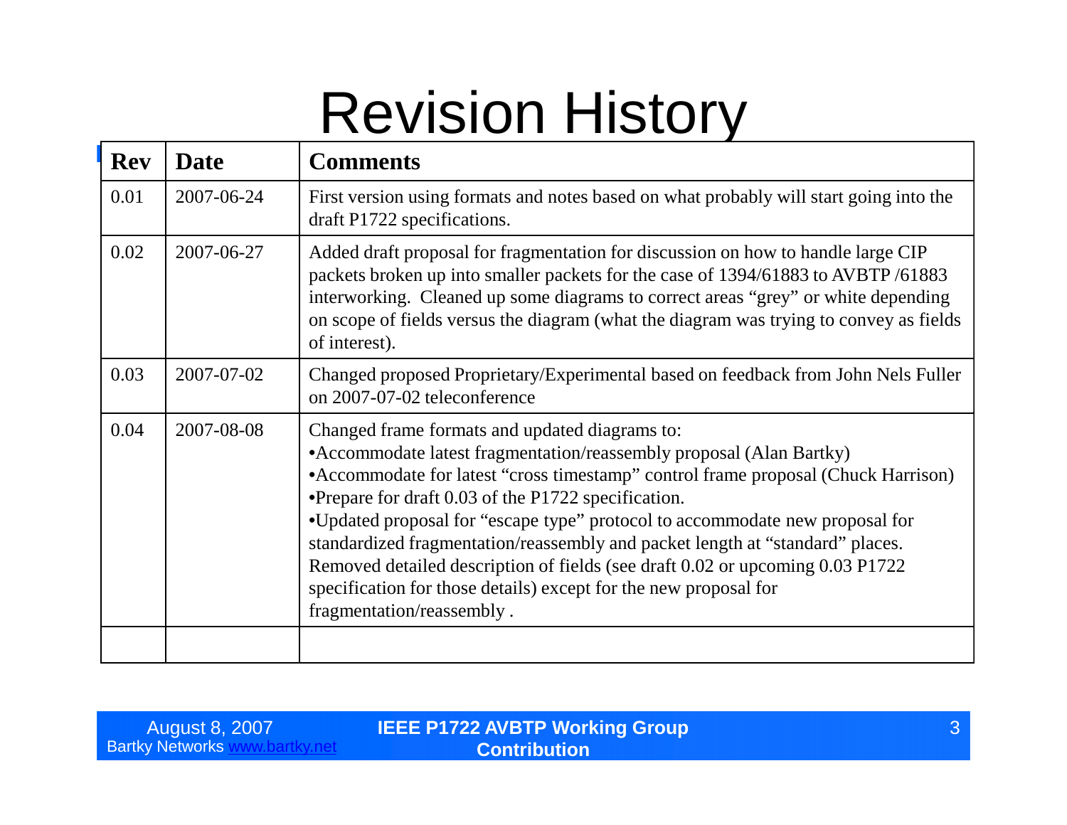# Revision History

| Rev | Date | Comments |
|---|---|---|
| 0.01 | 2007-06-24 | First version using formats and notes based on what probably will start going into the draft P1722 specifications. |
| 0.02 | 2007-06-27 | Added draft proposal for fragmentation for discussion on how to handle large CIP packets broken up into smaller packets for the case of 1394/61883 to AVBTP /61883 interworking. Cleaned up some diagrams to correct areas "grey" or white depending on scope of fields versus the diagram (what the diagram was trying to convey as fields of interest). |
| 0.03 | 2007-07-02 | Changed proposed Proprietary/Experimental based on feedback from John Nels Fuller on 2007-07-02 teleconference |
| 0.04 | 2007-08-08 | Changed frame formats and updated diagrams to:<br>•Accommodate latest fragmentation/reassembly proposal (Alan Bartky)<br>•Accommodate for latest "cross timestamp" control frame proposal (Chuck Harrison)<br>•Prepare for draft 0.03 of the P1722 specification.<br>•Updated proposal for "escape type" protocol to accommodate new proposal for standardized fragmentation/reassembly and packet length at "standard" places. Removed detailed description of fields (see draft 0.02 or upcoming 0.03 P1722 specification for those details) except for the new proposal for fragmentation/reassembly . |
| | | |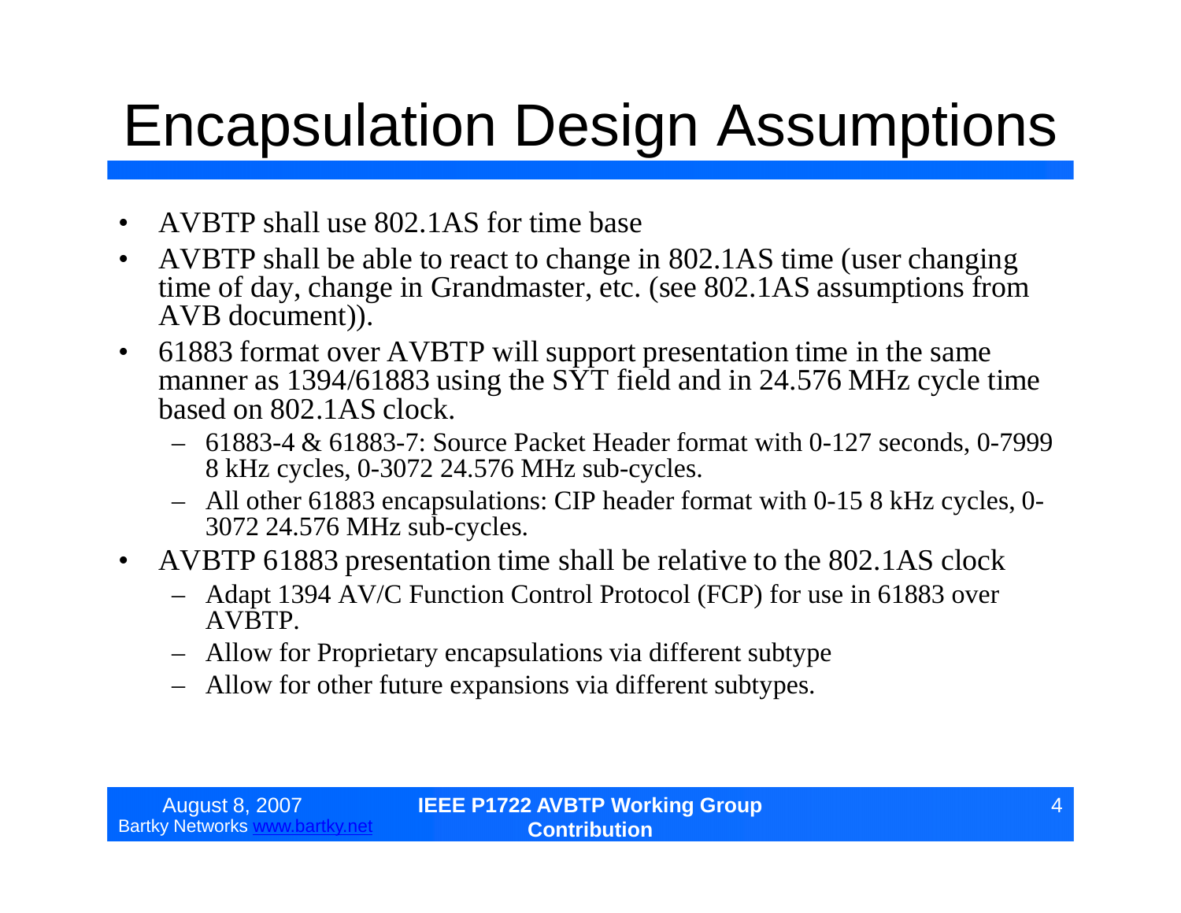# Encapsulation Design Assumptions

- AVBTP shall use 802.1AS for time base
- AVBTP shall be able to react to change in 802.1AS time (user changing time of day, change in Grandmaster, etc. (see 802.1AS assumptions from AVB document)).
- 61883 format over AVBTP will support presentation time in the same manner as 1394/61883 using the SYT field and in 24.576 MHz cycle time based on 802.1AS clock.
  - 61883-4 & 61883-7: Source Packet Header format with 0-127 seconds, 0-7999 8 kHz cycles, 0-3072 24.576 MHz sub-cycles.
  - All other 61883 encapsulations: CIP header format with 0-15 8 kHz cycles, 0-3072 24.576 MHz sub-cycles.
- AVBTP 61883 presentation time shall be relative to the 802.1AS clock
  - Adapt 1394 AV/C Function Control Protocol (FCP) for use in 61883 over AVBTP.
  - Allow for Proprietary encapsulations via different subtype
  - Allow for other future expansions via different subtypes.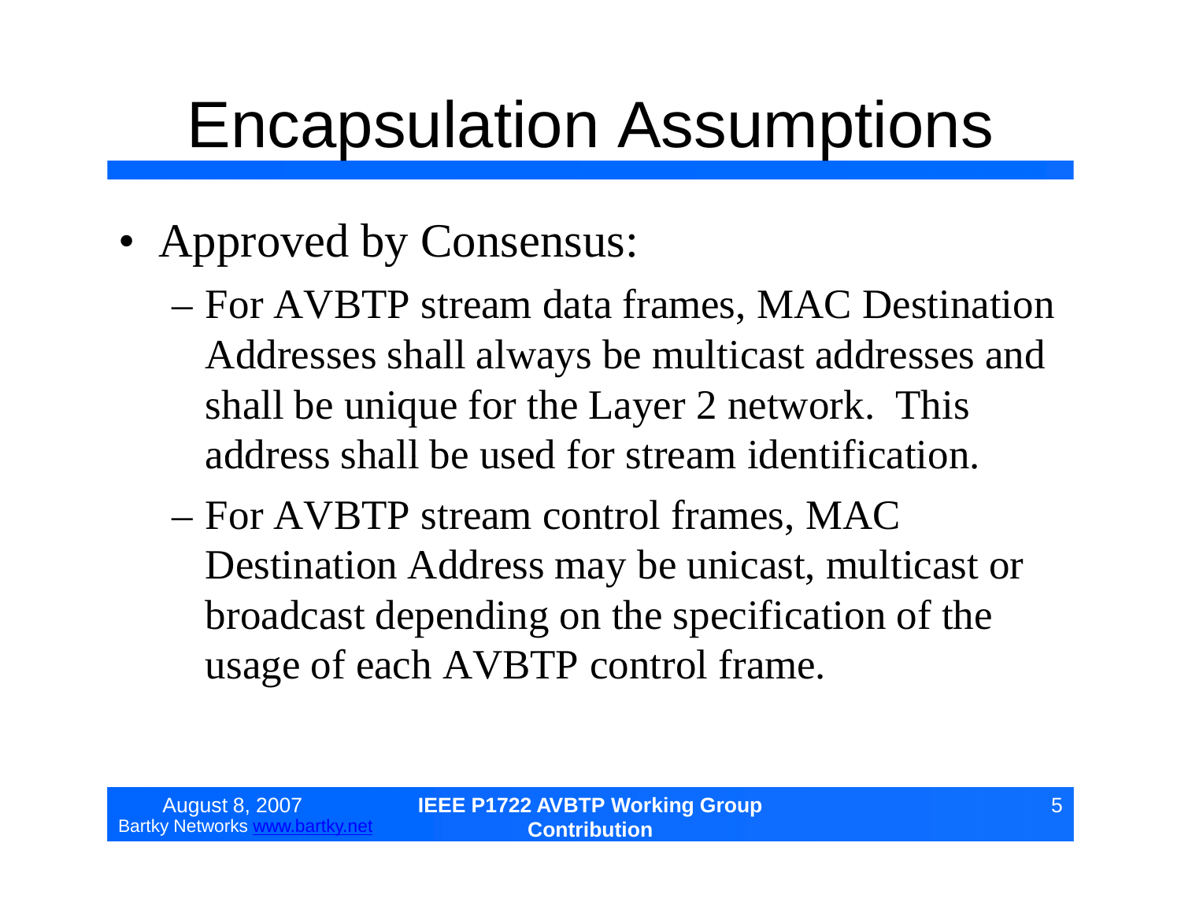# Encapsulation Assumptions

- Approved by Consensus:
  - For AVBTP stream data frames, MAC Destination Addresses shall always be multicast addresses and shall be unique for the Layer 2 network. This address shall be used for stream identification.
  - For AVBTP stream control frames, MAC Destination Address may be unicast, multicast or broadcast depending on the specification of the usage of each AVBTP control frame.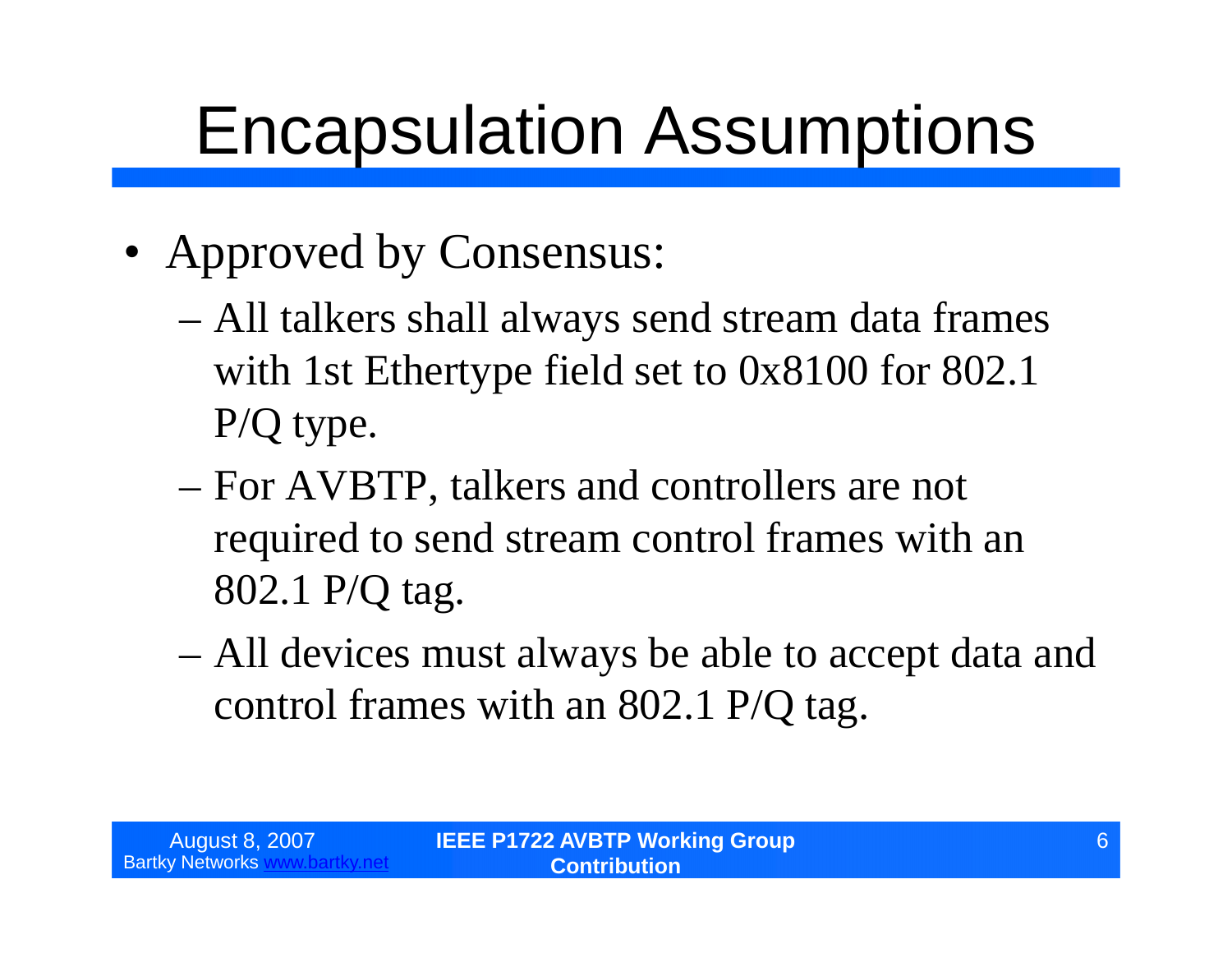# Encapsulation Assumptions

- Approved by Consensus:
  - All talkers shall always send stream data frames with 1st Ethertype field set to 0x8100 for 802.1 P/Q type.
  - For AVBTP, talkers and controllers are not required to send stream control frames with an 802.1 P/Q tag.
  - All devices must always be able to accept data and control frames with an 802.1 P/Q tag.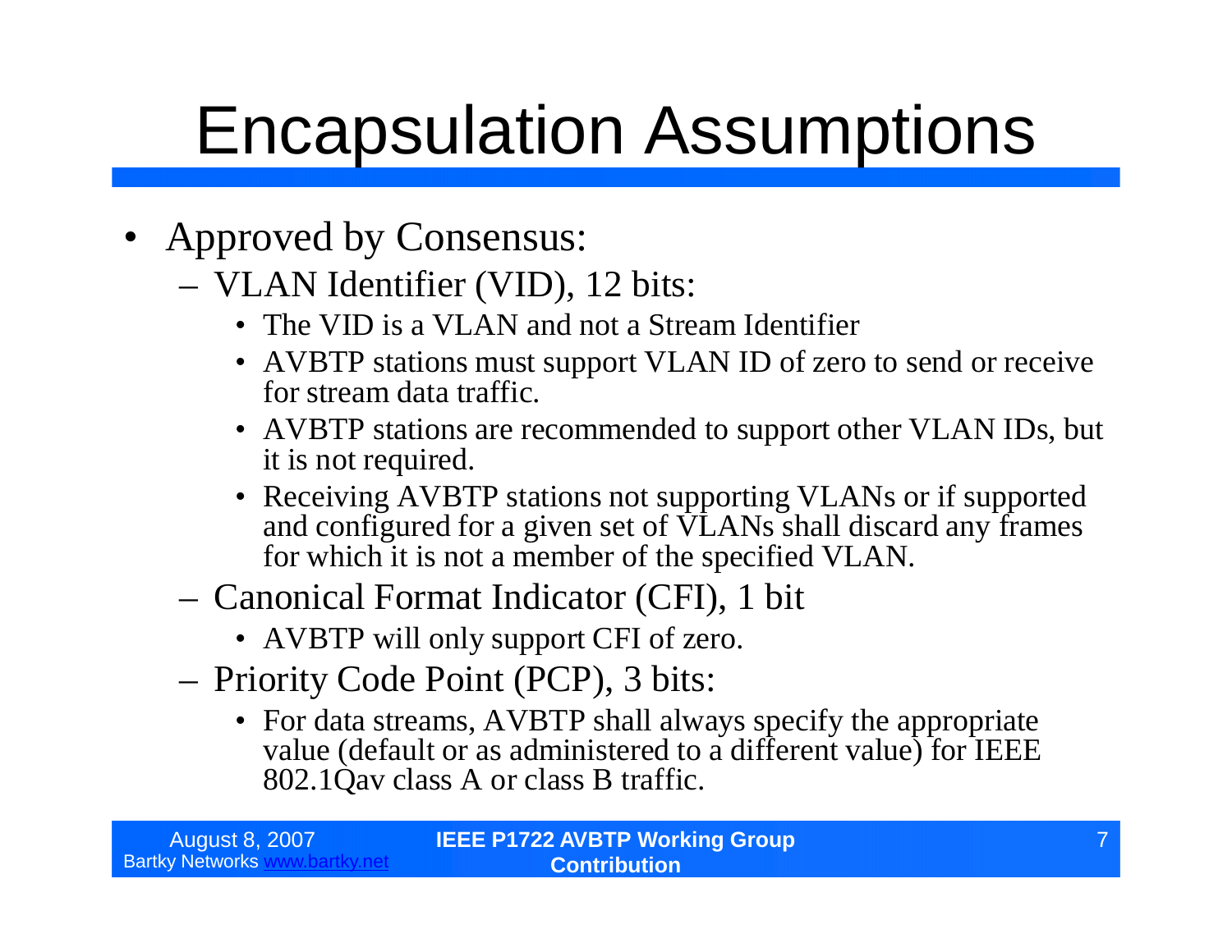# Encapsulation Assumptions

- Approved by Consensus:
  - VLAN Identifier (VID), 12 bits:
    - The VID is a VLAN and not a Stream Identifier
    - AVBTP stations must support VLAN ID of zero to send or receive for stream data traffic.
    - AVBTP stations are recommended to support other VLAN IDs, but it is not required.
    - Receiving AVBTP stations not supporting VLANs or if supported and configured for a given set of VLANs shall discard any frames for which it is not a member of the specified VLAN.
  - Canonical Format Indicator (CFI), 1 bit
    - AVBTP will only support CFI of zero.
  - Priority Code Point (PCP), 3 bits:
    - For data streams, AVBTP shall always specify the appropriate value (default or as administered to a different value) for IEEE 802.1Qav class A or class B traffic.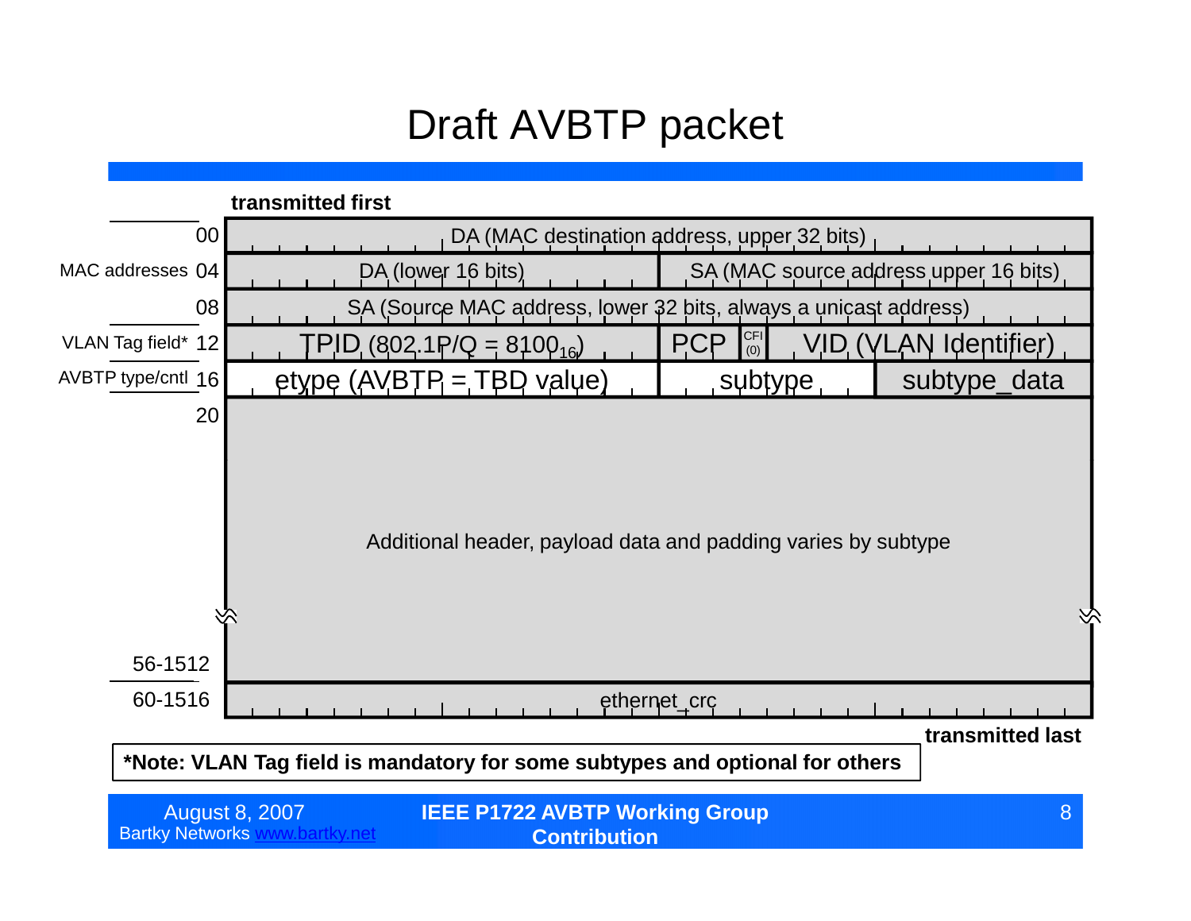# Draft AVBTP packet

**transmitted first**

| | Offset | Fields | | |
|---|---|---|---|---|
| | 00 | DA (MAC destination address, upper 32 bits) | | |
| MAC addresses | 04 | DA (lower 16 bits) | SA (MAC source address upper 16 bits) | |
| | 08 | SA (Source MAC address, lower 32 bits, always a unicast address) | | |
| VLAN Tag field* | 12 | TPID (802.1P/Q = $8100_{16}$) | PCP / CFI (0) | VID (VLAN Identifier) |
| AVBTP type/cntl | 16 | etype (AVBTP = TBD value) | subtype | subtype_data |
| | 20 | Additional header, payload data and padding varies by subtype | | |
| | 56-1512 | | | |
| | 60-1516 | ethernet_crc | | |

**transmitted last**

**\*Note: VLAN Tag field is mandatory for some subtypes and optional for others**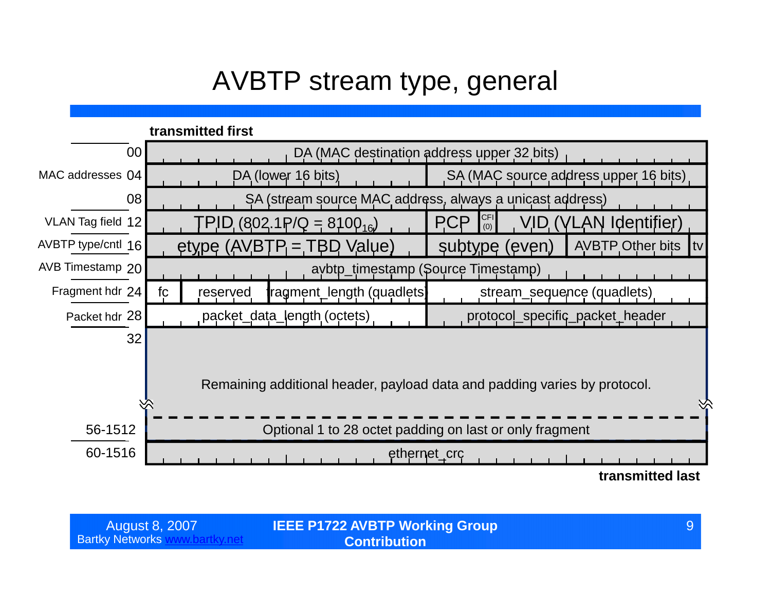# AVBTP stream type, general

**transmitted first**

| Section | Offset | Fields |
|---|---|---|
| MAC addresses | 00 | DA (MAC destination address upper 32 bits) |
| | 04 | DA (lower 16 bits) \| SA (MAC source address upper 16 bits) |
| | 08 | SA (stream source MAC address, always a unicast address) |
| VLAN Tag field | 12 | TPID (802.1P/Q = $8100_{16}$) \| PCP \| CFI (0) \| VID (VLAN Identifier) |
| AVBTP type/cntl | 16 | etype (AVBTP = TBD Value) \| subtype (even) \| AVBTP Other bits \| tv |
| AVB Timestamp | 20 | avbtp_timestamp (Source Timestamp) |
| Fragment hdr | 24 | fc \| reserved \| fragment_length (quadlets) \| stream_sequence (quadlets) |
| Packet hdr | 28 | packet_data_length (octets) \| protocol_specific_packet_header |
| | 32 | Remaining additional header, payload data and padding varies by protocol. |
| | 56-1512 | Optional 1 to 28 octet padding on last or only fragment |
| | 60-1516 | ethernet_crc |

**transmitted last**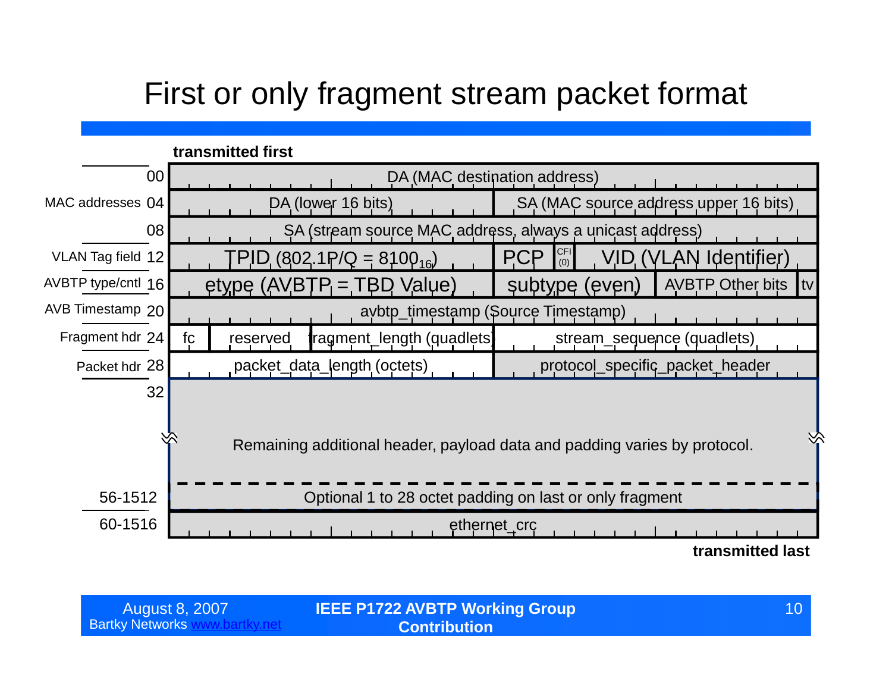# First or only fragment stream packet format

**transmitted first**

| Section | Offset | Fields | | | |
|---|---|---|---|---|---|
| MAC addresses | 00 | DA (MAC destination address) | | | |
| | 04 | DA (lower 16 bits) | SA (MAC source address upper 16 bits) | | |
| | 08 | SA (stream source MAC address, always a unicast address) | | | |
| VLAN Tag field | 12 | TPID (802.1P/Q = $8100_{16}$) | PCP | CFI (0) | VID (VLAN Identifier) |
| AVBTP type/cntl | 16 | etype (AVBTP = TBD Value) | subtype (even) | AVBTP Other bits | tv |
| AVB Timestamp | 20 | avbtp_timestamp (Source Timestamp) | | | |
| Fragment hdr | 24 | fc / reserved / fragment_length (quadlets) | stream_sequence (quadlets) | | |
| Packet hdr | 28 | packet_data_length (octets) | protocol_specific_packet_header | | |
| | 32 | Remaining additional header, payload data and padding varies by protocol. | | | |
| | 56-1512 | Optional 1 to 28 octet padding on last or only fragment | | | |
| | 60-1516 | ethernet_crc | | | |

**transmitted last**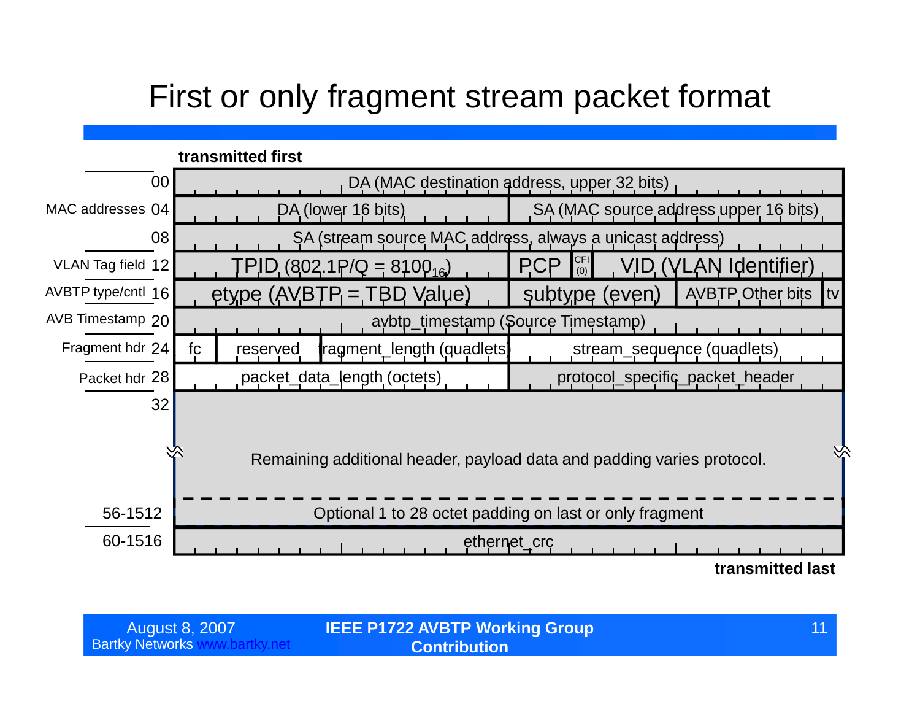# First or only fragment stream packet format

**transmitted first**

| Section | Offset | Fields | | | |
|---|---|---|---|---|---|
| | 00 | DA (MAC destination address, upper 32 bits) | | | |
| MAC addresses | 04 | DA (lower 16 bits) | | SA (MAC source address upper 16 bits) | |
| | 08 | SA (stream source MAC address, always a unicast address) | | | |
| VLAN Tag field | 12 | TPID (802.1P/Q = $8100_{16}$) | | PCP / CFI (0) | VID (VLAN Identifier) |
| AVBTP type/cntl | 16 | etype (AVBTP = TBD Value) | | subtype (even) | AVBTP Other bits / tv |
| AVB Timestamp | 20 | avbtp_timestamp (Source Timestamp) | | | |
| Fragment hdr | 24 | fc / reserved | fragment_length (quadlets) | stream_sequence (quadlets) | |
| Packet hdr | 28 | packet_data_length (octets) | | protocol_specific_packet_header | |
| | 32 | Remaining additional header, payload data and padding varies protocol. | | | |
| | 56-1512 | Optional 1 to 28 octet padding on last or only fragment | | | |
| | 60-1516 | ethernet_crc | | | |

**transmitted last**

August 8, 2007
Bartky Networks www.bartky.net

**IEEE P1722 AVBTP Working Group Contribution**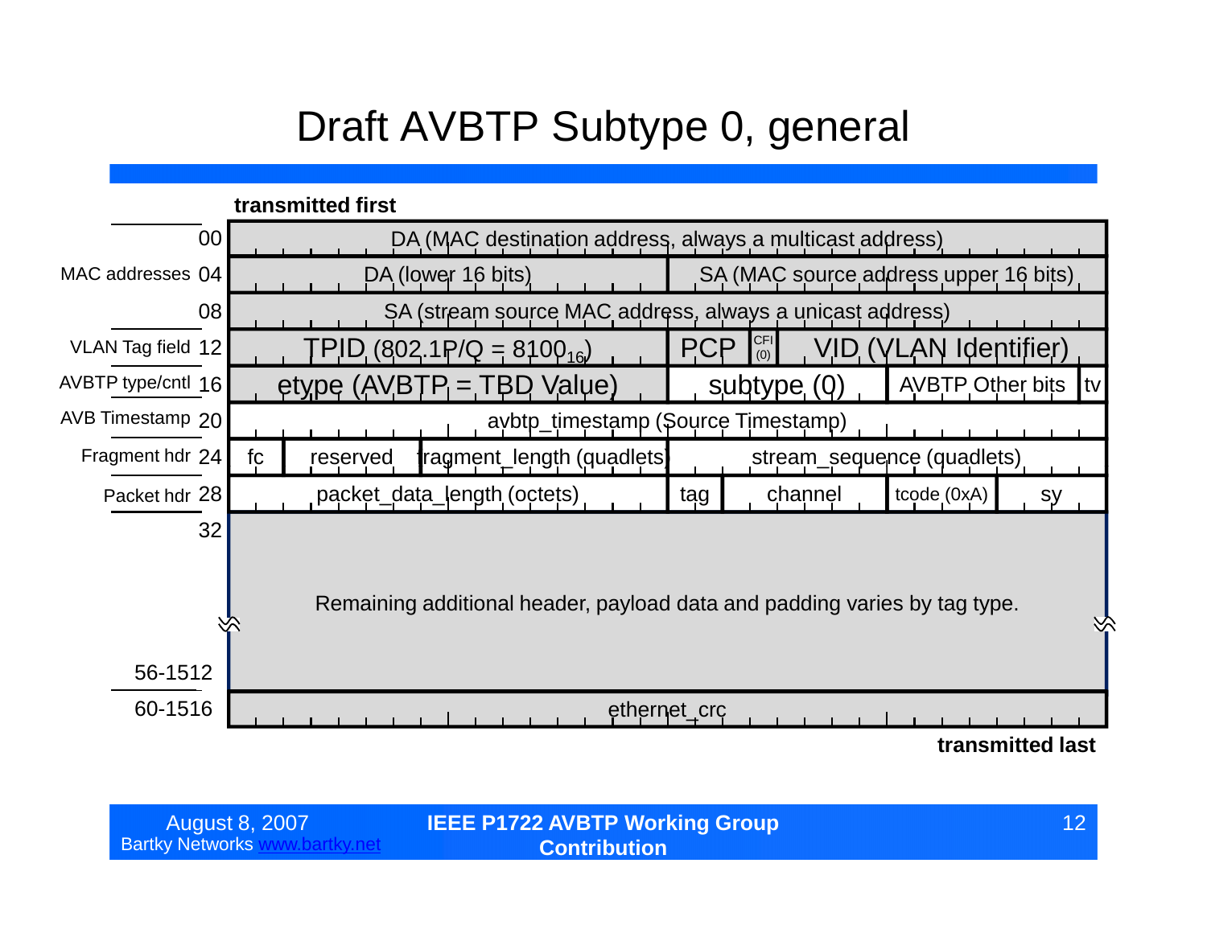# Draft AVBTP Subtype 0, general

**transmitted first**

| Section | Offset | Fields |
|---|---|---|
| MAC addresses | 00 | DA (MAC destination address, always a multicast address) |
| | 04 | DA (lower 16 bits) \| SA (MAC source address upper 16 bits) |
| | 08 | SA (stream source MAC address, always a unicast address) |
| VLAN Tag field | 12 | TPID (802.1P/Q = $8100_{16}$) \| PCP \| CFI (0) \| VID (VLAN Identifier) |
| AVBTP type/cntl | 16 | etype (AVBTP = TBD Value) \| subtype (0) \| AVBTP Other bits \| tv |
| AVB Timestamp | 20 | avbtp_timestamp (Source Timestamp) |
| Fragment hdr | 24 | fc \| reserved \| fragment_length (quadlets) \| stream_sequence (quadlets) |
| Packet hdr | 28 | packet_data_length (octets) \| tag \| channel \| tcode (0xA) \| sy |
| | 32 … 56-1512 | Remaining additional header, payload data and padding varies by tag type. |
| | 60-1516 | ethernet_crc |

**transmitted last**

August 8, 2007
Bartky Networks www.bartky.net

IEEE P1722 AVBTP Working Group Contribution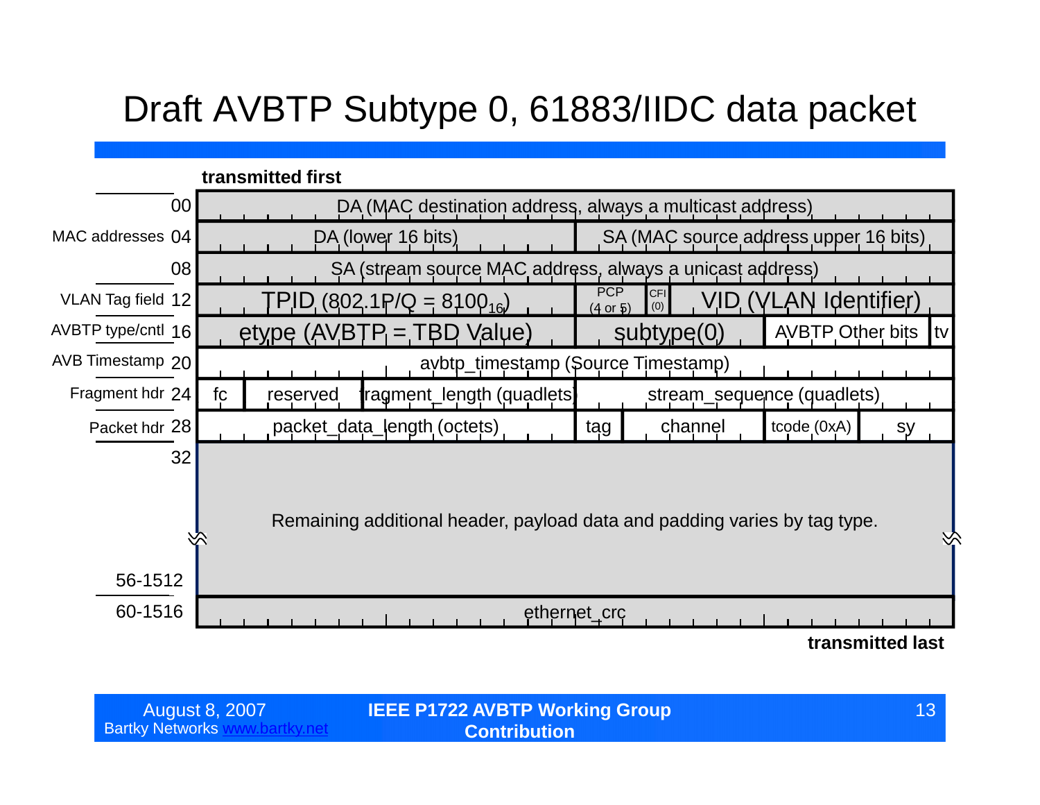# Draft AVBTP Subtype 0, 61883/IIDC data packet

**transmitted first**

| Section | Offset | Fields |
|---|---|---|
| MAC addresses | 00 | DA (MAC destination address, always a multicast address) |
| | 04 | DA (lower 16 bits) \| SA (MAC source address upper 16 bits) |
| | 08 | SA (stream source MAC address, always a unicast address) |
| VLAN Tag field | 12 | TPID (802.1P/Q = $8100_{16}$) \| PCP (4 or 5) \| CFI (0) \| VID (VLAN Identifier) |
| AVBTP type/cntl | 16 | etype (AVBTP = TBD Value) \| subtype(0) \| AVBTP Other bits \| tv |
| AVB Timestamp | 20 | avbtp_timestamp (Source Timestamp) |
| Fragment hdr | 24 | fc \| reserved \| fragment_length (quadlets) \| stream_sequence (quadlets) |
| Packet hdr | 28 | packet_data_length (octets) \| tag \| channel \| tcode (0xA) \| sy |
| | 32 – 56-1512 | Remaining additional header, payload data and padding varies by tag type. |
| | 60-1516 | ethernet_crc |

**transmitted last**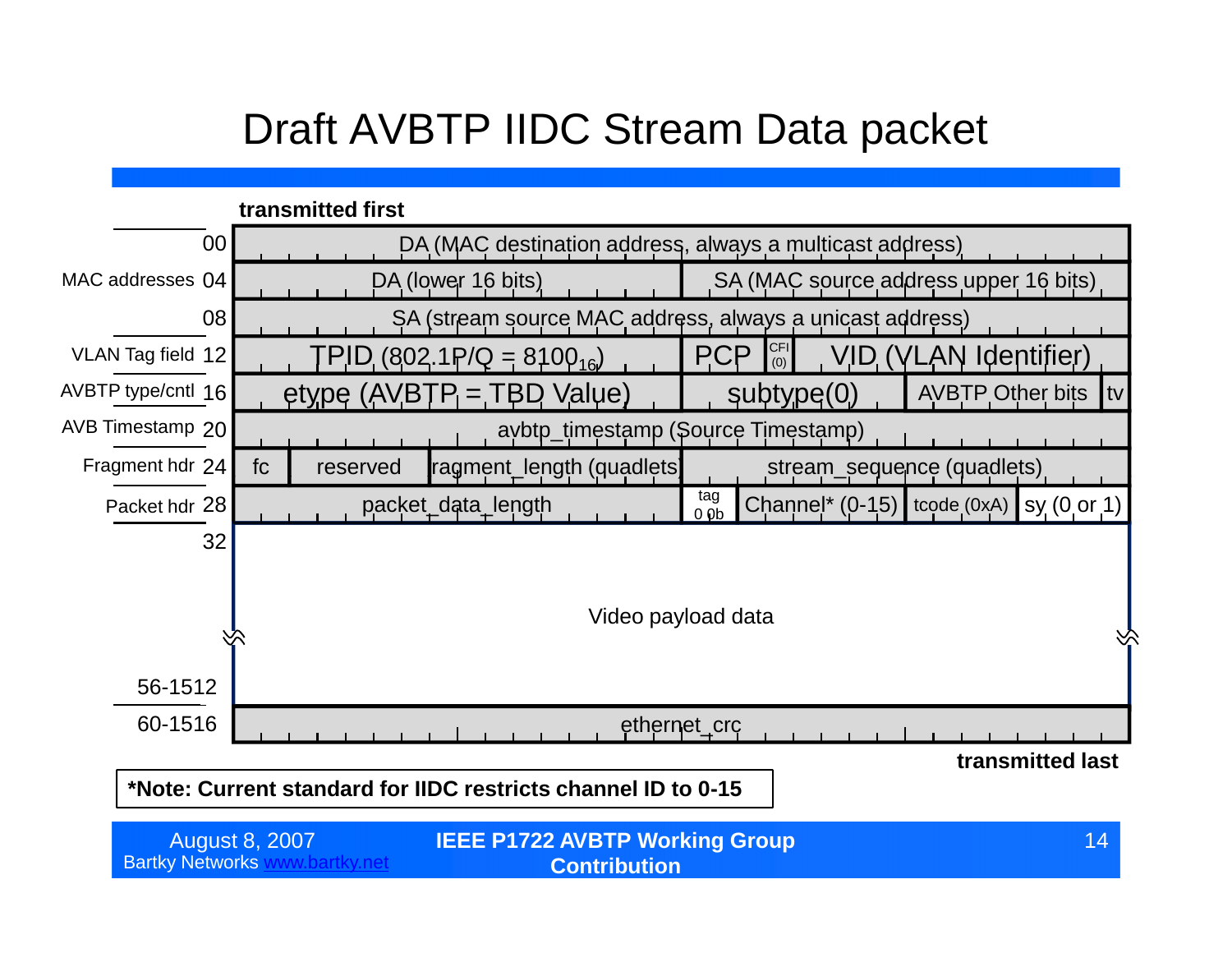# Draft AVBTP IIDC Stream Data packet

transmitted first

| Section | Offset | Fields |
|---|---|---|
| | 00 | DA (MAC destination address, always a multicast address) |
| MAC addresses | 04 | DA (lower 16 bits) \| SA (MAC source address upper 16 bits) |
| | 08 | SA (stream source MAC address, always a unicast address) |
| VLAN Tag field | 12 | TPID (802.1P/Q = $8100_{16}$) \| PCP \| CFI (0) \| VID (VLAN Identifier) |
| AVBTP type/cntl | 16 | etype (AVBTP = TBD Value) \| subtype(0) \| AVBTP Other bits \| tv |
| AVB Timestamp | 20 | avbtp_timestamp (Source Timestamp) |
| Fragment hdr | 24 | fc \| reserved \| fragment_length (quadlets) \| stream_sequence (quadlets) |
| Packet hdr | 28 | packet_data_length \| tag 0 0b \| Channel* (0-15) \| tcode (0xA) \| sy (0 or 1) |
| | 32 … 56-1512 | Video payload data |
| | 60-1516 | ethernet_crc |

transmitted last

**\*Note: Current standard for IIDC restricts channel ID to 0-15**

August 8, 2007
Bartky Networks www.bartky.net

**IEEE P1722 AVBTP Working Group Contribution**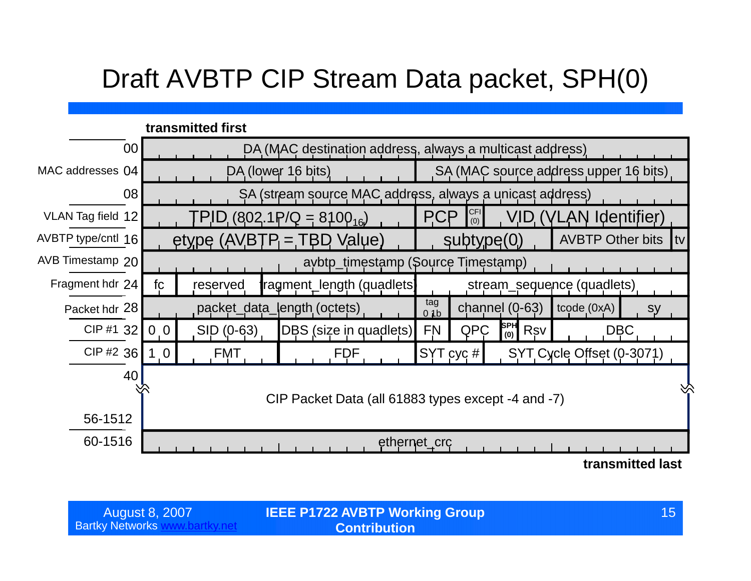# Draft AVBTP CIP Stream Data packet, SPH(0)

**transmitted first**

| Field group | Offset | Fields |
|---|---|---|
| | 00 | DA (MAC destination address, always a multicast address) |
| MAC addresses | 04 | DA (lower 16 bits) \| SA (MAC source address upper 16 bits) |
| | 08 | SA (stream source MAC address, always a unicast address) |
| VLAN Tag field | 12 | TPID (802.1P/Q = $8100_{16}$) \| PCP \| CFI (0) \| VID (VLAN Identifier) |
| AVBTP type/cntl | 16 | etype (AVBTP = TBD Value) \| subtype(0) \| AVBTP Other bits \| tv |
| AVB Timestamp | 20 | avbtp_timestamp (Source Timestamp) |
| Fragment hdr | 24 | fc \| reserved \| fragment_length (quadlets) \| stream_sequence (quadlets) |
| Packet hdr | 28 | packet_data_length (octets) \| tag 0 1b \| channel (0-63) \| tcode (0xA) \| sy |
| CIP #1 | 32 | 0 0 \| SID (0-63) \| DBS (size in quadlets) \| FN \| QPC \| SPH (0) \| Rsv \| DBC |
| CIP #2 | 36 | 1 0 \| FMT \| FDF \| SYT cyc # \| SYT Cycle Offset (0-3071) |
| | 40 – 56-1512 | CIP Packet Data (all 61883 types except -4 and -7) |
| | 60-1516 | ethernet_crc |

**transmitted last**

August 8, 2007
Bartky Networks www.bartky.net

**IEEE P1722 AVBTP Working Group Contribution**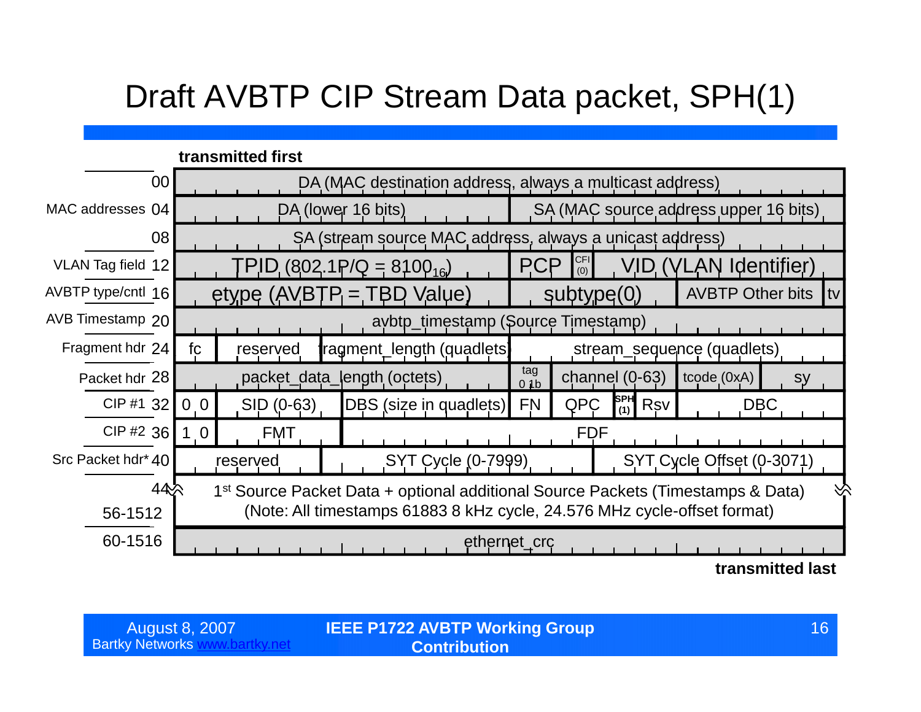# Draft AVBTP CIP Stream Data packet, SPH(1)

**transmitted first**

| Label | Offset | Fields |
|---|---|---|
| | 00 | DA (MAC destination address, always a multicast address) |
| MAC addresses | 04 | DA (lower 16 bits) \| SA (MAC source address upper 16 bits) |
| | 08 | SA (stream source MAC address, always a unicast address) |
| VLAN Tag field | 12 | TPID (802.1P/Q = $8100_{16}$) \| PCP \| CFI (0) \| VID (VLAN Identifier) |
| AVBTP type/cntl | 16 | etype (AVBTP = TBD Value) \| subtype(0) \| AVBTP Other bits \| tv |
| AVB Timestamp | 20 | avbtp_timestamp (Source Timestamp) |
| Fragment hdr | 24 | fc \| reserved \| fragment_length (quadlets) \| stream_sequence (quadlets) |
| Packet hdr | 28 | packet_data_length (octets) \| tag 0 1b \| channel (0-63) \| tcode (0xA) \| sy |
| CIP #1 | 32 | 0 0 \| SID (0-63) \| DBS (size in quadlets) \| FN \| QPC \| SPH (1) \| Rsv \| DBC |
| CIP #2 | 36 | 1 0 \| FMT \| FDF |
| Src Packet hdr* | 40 | reserved \| SYT Cycle (0-7999) \| SYT Cycle Offset (0-3071) |
| | 44 / 56-1512 | 1st Source Packet Data + optional additional Source Packets (Timestamps & Data) (Note: All timestamps 61883 8 kHz cycle, 24.576 MHz cycle-offset format) |
| | 60-1516 | ethernet_crc |

**transmitted last**

August 8, 2007
Bartky Networks www.bartky.net

**IEEE P1722 AVBTP Working Group Contribution**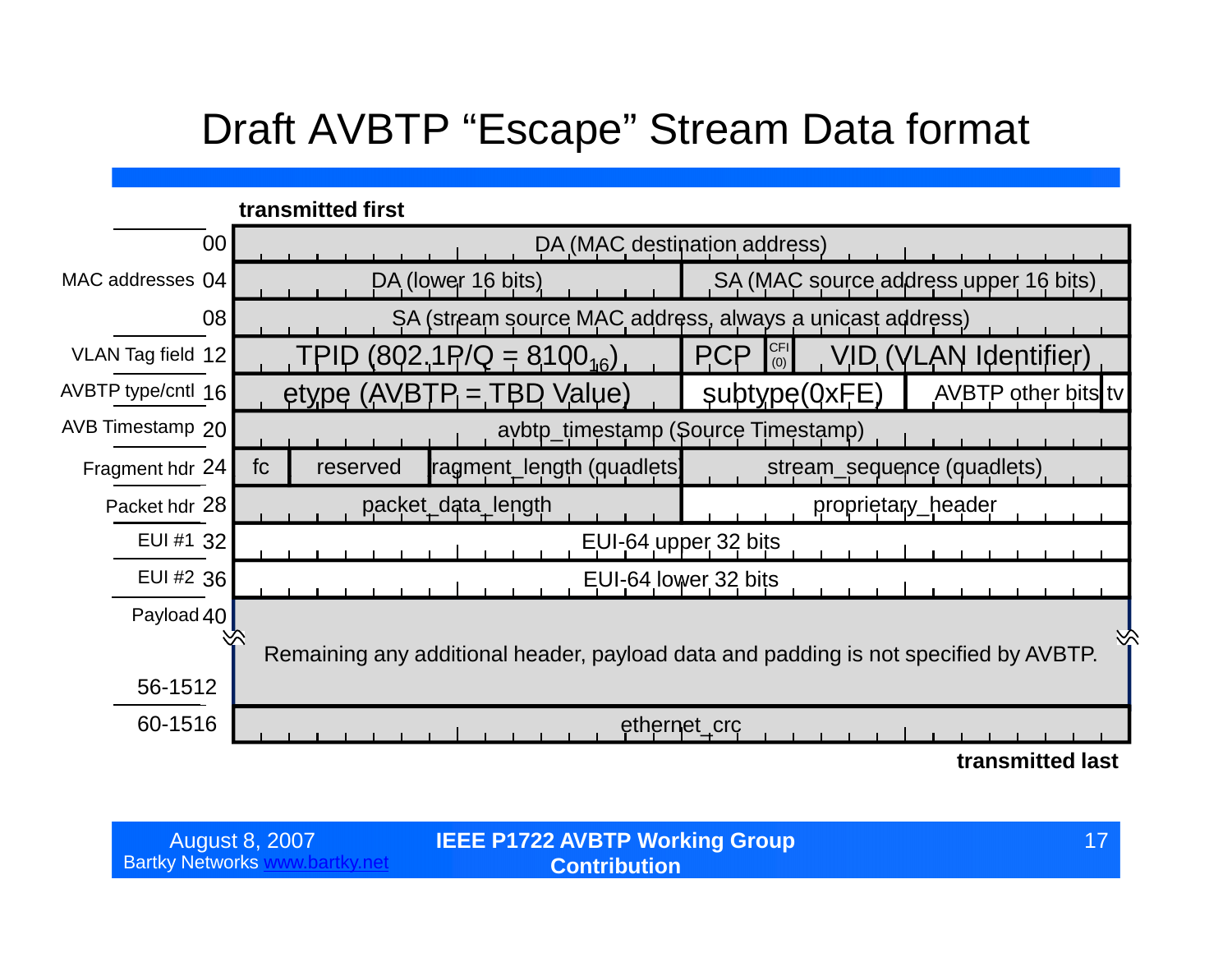# Draft AVBTP "Escape" Stream Data format

**transmitted first**

| Section | Offset | Fields | | | |
|---|---|---|---|---|---|
| MAC addresses | 00 | DA (MAC destination address) | | | |
| | 04 | DA (lower 16 bits) | SA (MAC source address upper 16 bits) | | |
| | 08 | SA (stream source MAC address, always a unicast address) | | | |
| VLAN Tag field | 12 | TPID (802.1P/Q = $8100_{16}$) | PCP | CFI (0) | VID (VLAN Identifier) |
| AVBTP type/cntl | 16 | etype (AVBTP = TBD Value) | subtype(0xFE) | AVBTP other bits | tv |
| AVB Timestamp | 20 | avbtp_timestamp (Source Timestamp) | | | |
| Fragment hdr | 24 | fc | reserved | fragment_length (quadlets) | stream_sequence (quadlets) |
| Packet hdr | 28 | packet_data_length | proprietary_header | | |
| EUI #1 | 32 | EUI-64 upper 32 bits | | | |
| EUI #2 | 36 | EUI-64 lower 32 bits | | | |
| Payload | 40 – 56-1512 | Remaining any additional header, payload data and padding is not specified by AVBTP. | | | |
| | 60-1516 | ethernet_crc | | | |

**transmitted last**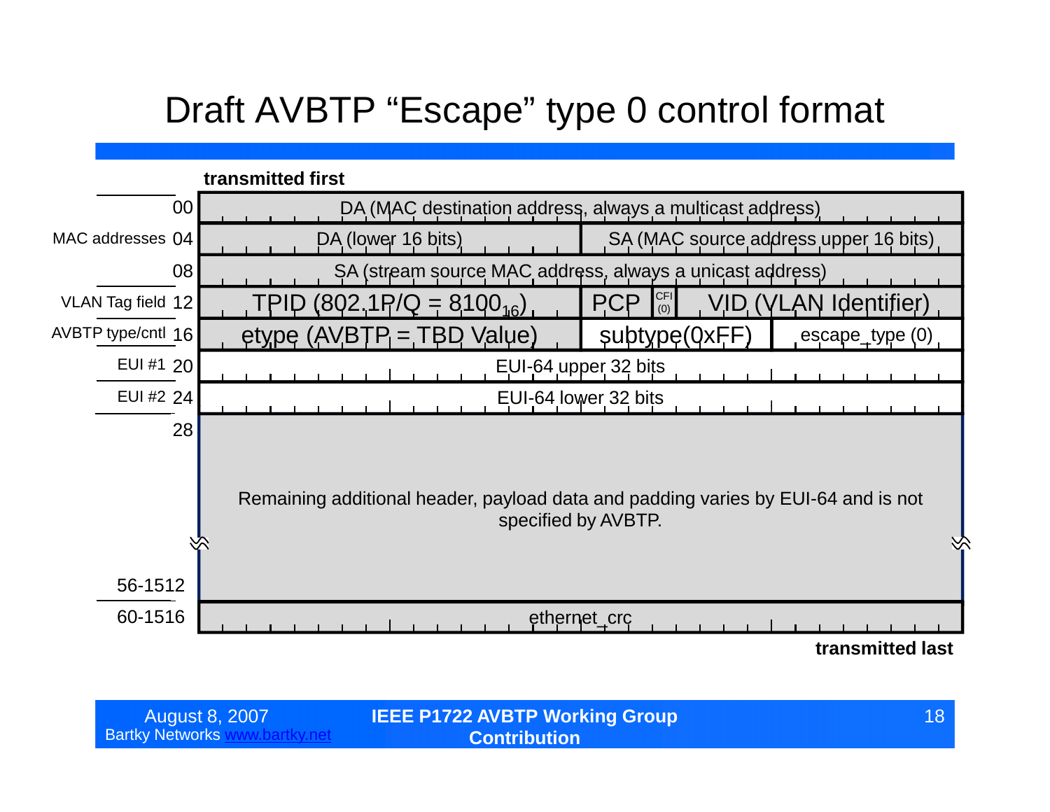# Draft AVBTP "Escape" type 0 control format

**transmitted first**

| Label | Offset | Fields | | | | |
|---|---|---|---|---|---|---|
| | 00 | DA (MAC destination address, always a multicast address) | | | | |
| MAC addresses | 04 | DA (lower 16 bits) | SA (MAC source address upper 16 bits) | | | |
| | 08 | SA (stream source MAC address, always a unicast address) | | | | |
| VLAN Tag field | 12 | TPID (802.1P/Q = $8100_{16}$) | PCP | CFI (0) | VID (VLAN Identifier) | |
| AVBTP type/cntl | 16 | etype (AVBTP = TBD Value) | subtype(0xFF) | escape_type (0) | | |
| EUI #1 | 20 | EUI-64 upper 32 bits | | | | |
| EUI #2 | 24 | EUI-64 lower 32 bits | | | | |
| | 28 ... 56-1512 | Remaining additional header, payload data and padding varies by EUI-64 and is not specified by AVBTP. | | | | |
| | 60-1516 | ethernet_crc | | | | |

**transmitted last**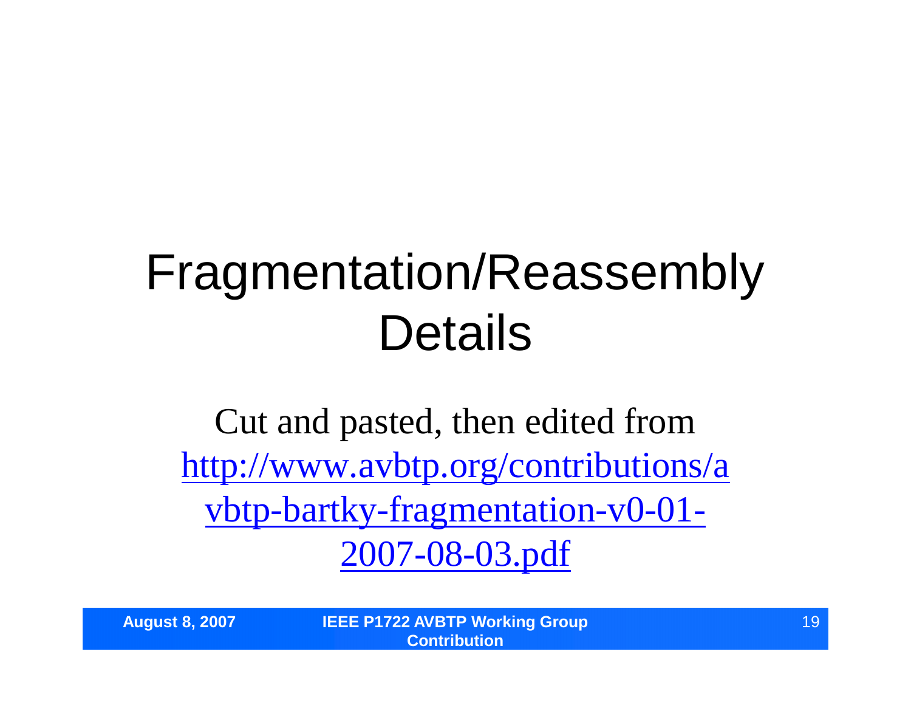# Fragmentation/Reassembly Details

Cut and pasted, then edited from [http://www.avbtp.org/contributions/avbtp-bartky-fragmentation-v0-01-2007-08-03.pdf](http://www.avbtp.org/contributions/avbtp-bartky-fragmentation-v0-01-2007-08-03.pdf)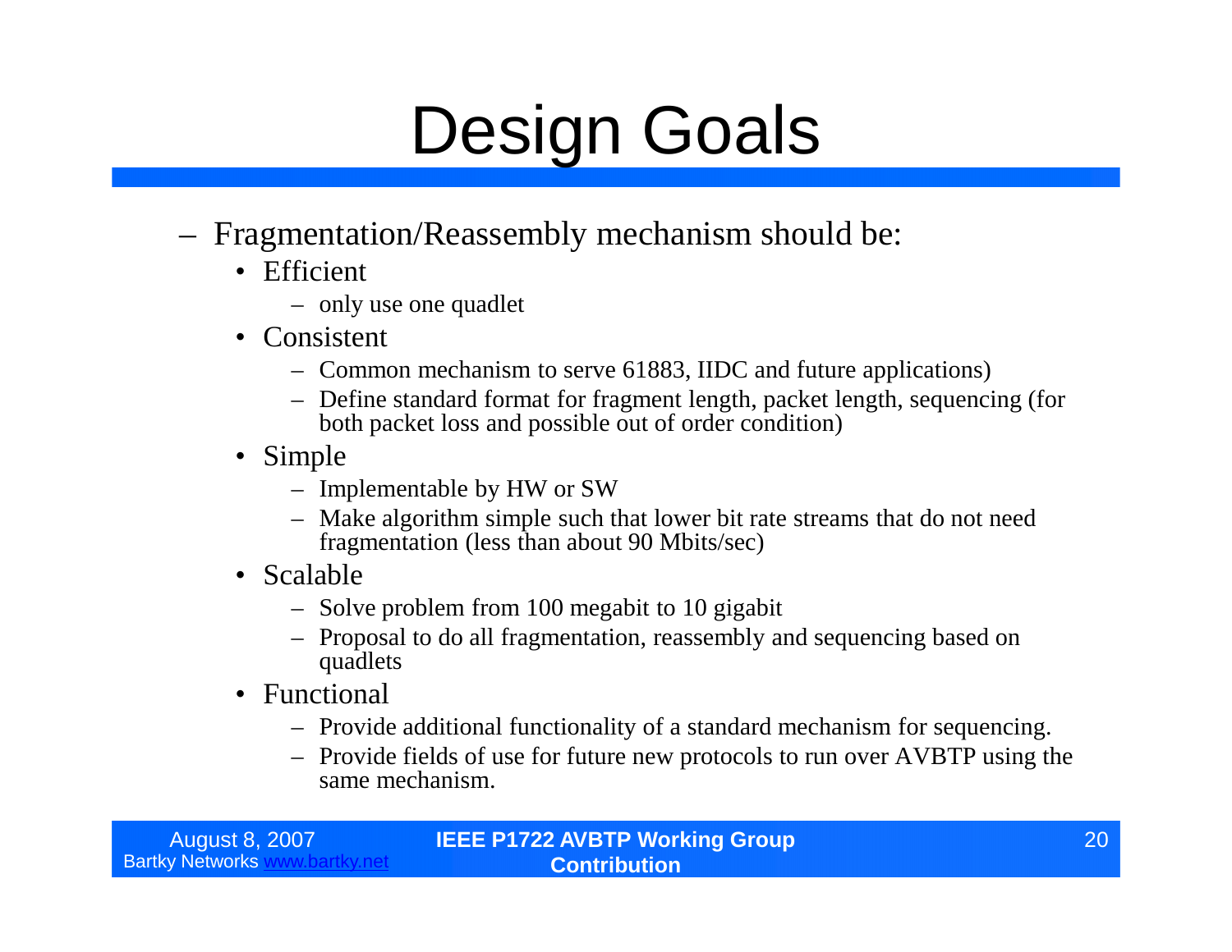# Design Goals

- Fragmentation/Reassembly mechanism should be:
  - Efficient
    - only use one quadlet
  - Consistent
    - Common mechanism to serve 61883, IIDC and future applications)
    - Define standard format for fragment length, packet length, sequencing (for both packet loss and possible out of order condition)
  - Simple
    - Implementable by HW or SW
    - Make algorithm simple such that lower bit rate streams that do not need fragmentation (less than about 90 Mbits/sec)
  - Scalable
    - Solve problem from 100 megabit to 10 gigabit
    - Proposal to do all fragmentation, reassembly and sequencing based on quadlets
  - Functional
    - Provide additional functionality of a standard mechanism for sequencing.
    - Provide fields of use for future new protocols to run over AVBTP using the same mechanism.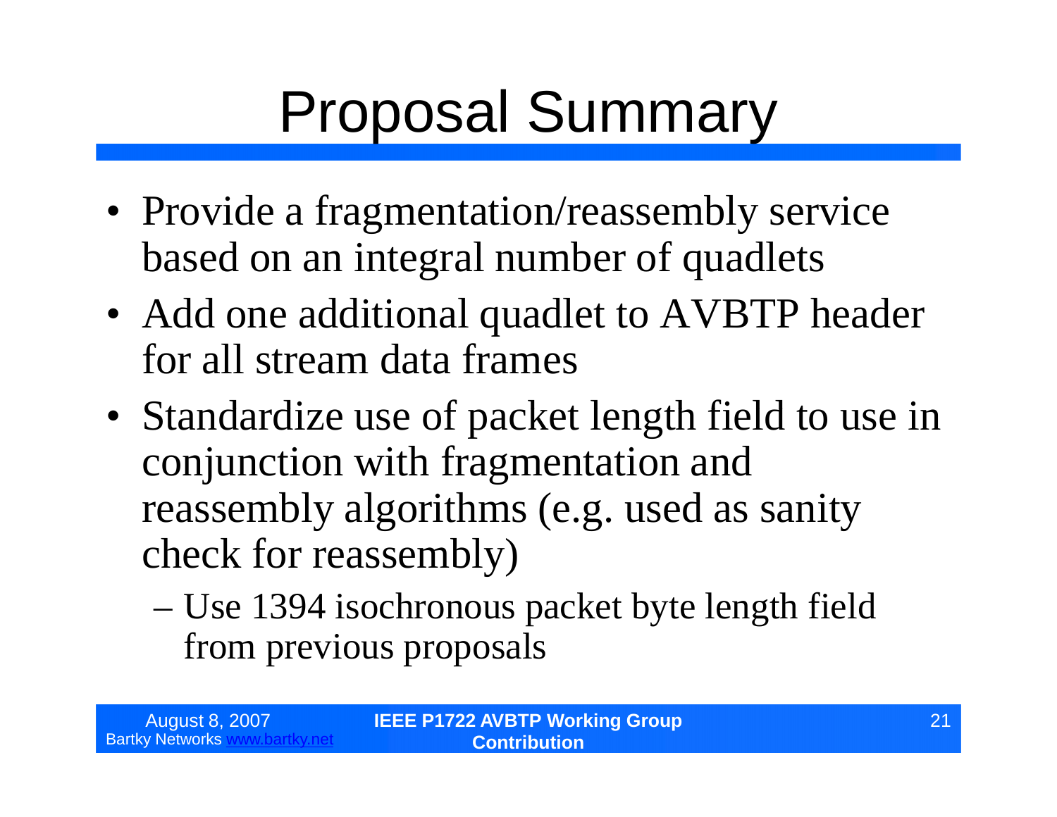# Proposal Summary

- Provide a fragmentation/reassembly service based on an integral number of quadlets
- Add one additional quadlet to AVBTP header for all stream data frames
- Standardize use of packet length field to use in conjunction with fragmentation and reassembly algorithms (e.g. used as sanity check for reassembly)
  - Use 1394 isochronous packet byte length field from previous proposals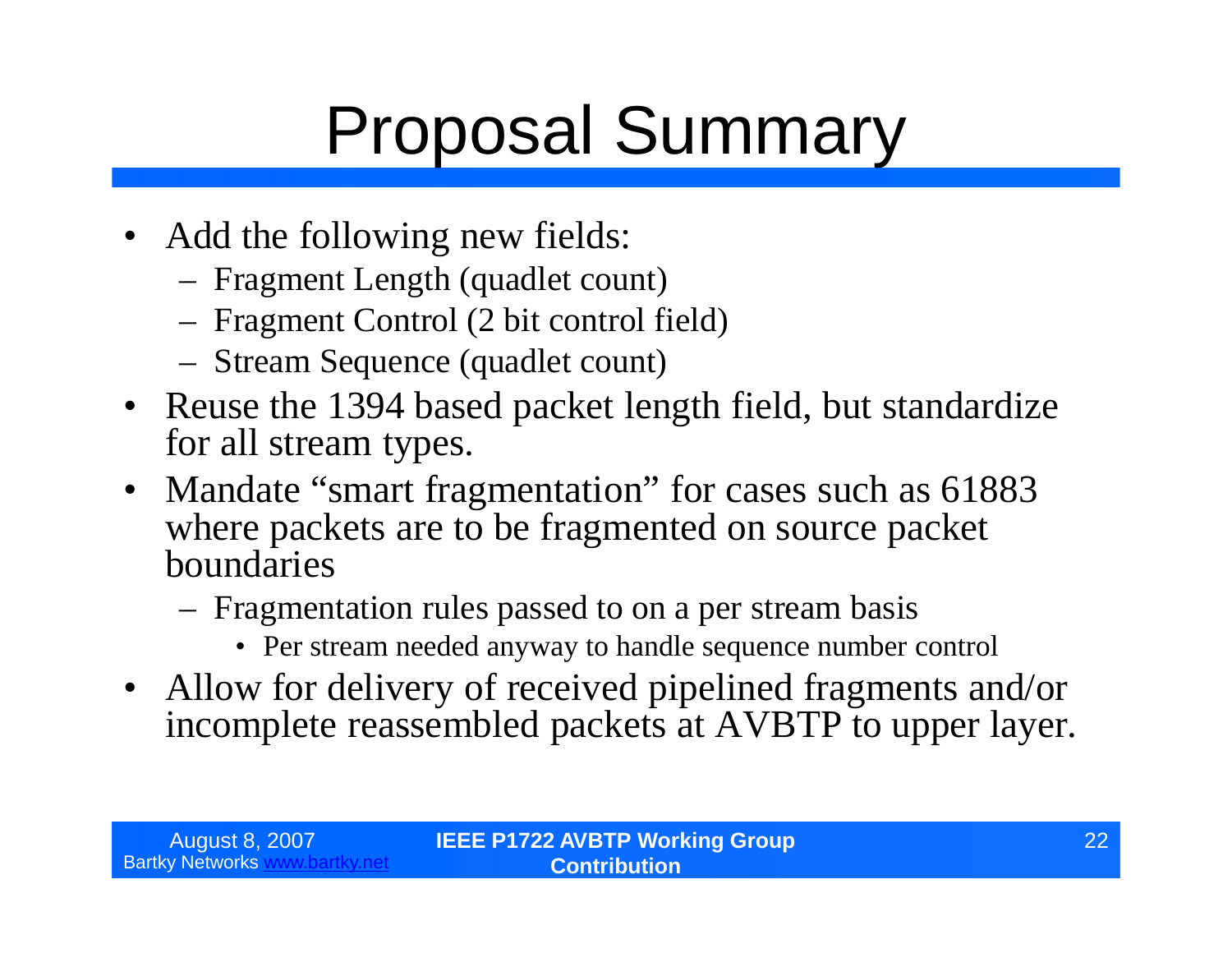# Proposal Summary

- Add the following new fields:
  - Fragment Length (quadlet count)
  - Fragment Control (2 bit control field)
  - Stream Sequence (quadlet count)
- Reuse the 1394 based packet length field, but standardize for all stream types.
- Mandate "smart fragmentation" for cases such as 61883 where packets are to be fragmented on source packet boundaries
  - Fragmentation rules passed to on a per stream basis
    - Per stream needed anyway to handle sequence number control
- Allow for delivery of received pipelined fragments and/or incomplete reassembled packets at AVBTP to upper layer.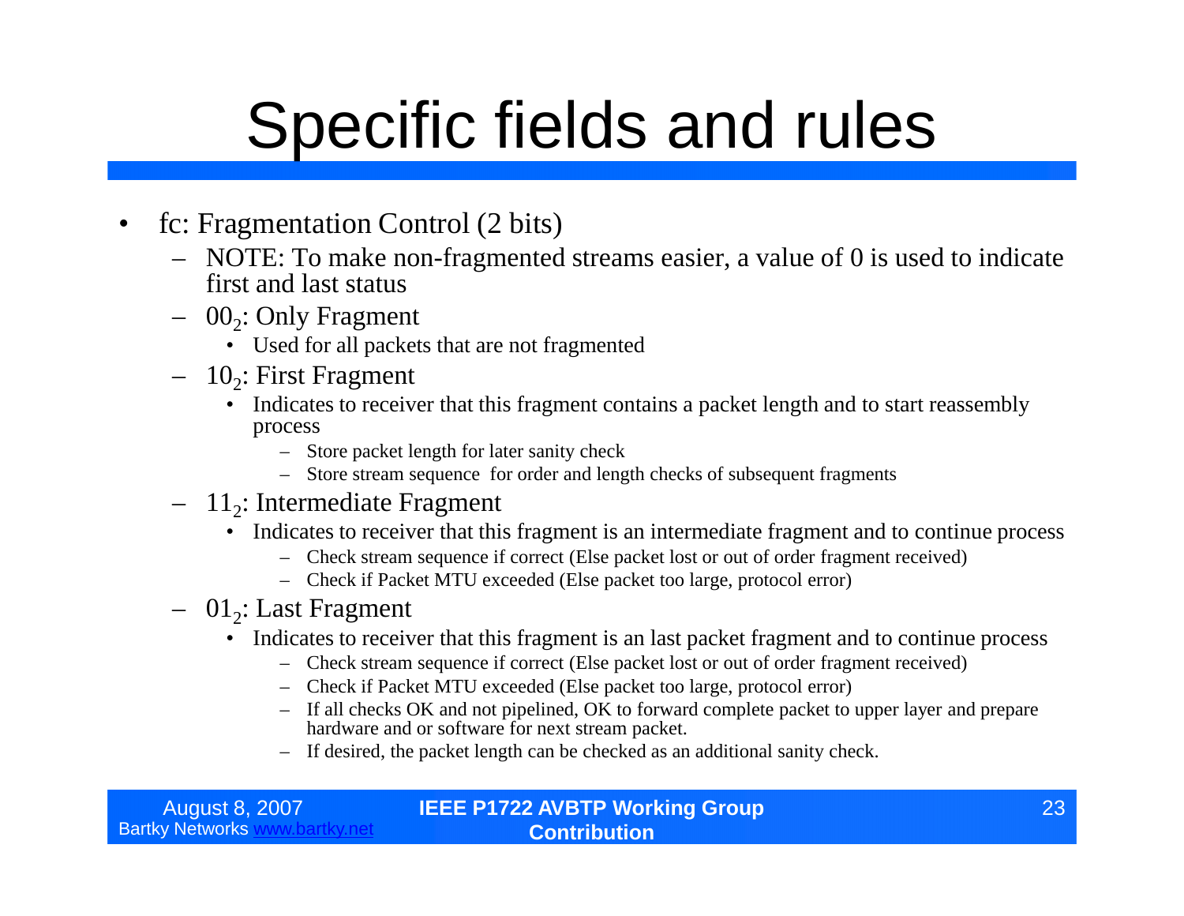# Specific fields and rules

- fc: Fragmentation Control (2 bits)
  - NOTE: To make non-fragmented streams easier, a value of 0 is used to indicate first and last status
  - $00_2$: Only Fragment
    - Used for all packets that are not fragmented
  - $10_2$: First Fragment
    - Indicates to receiver that this fragment contains a packet length and to start reassembly process
      - Store packet length for later sanity check
      - Store stream sequence for order and length checks of subsequent fragments
  - $11_2$: Intermediate Fragment
    - Indicates to receiver that this fragment is an intermediate fragment and to continue process
      - Check stream sequence if correct (Else packet lost or out of order fragment received)
      - Check if Packet MTU exceeded (Else packet too large, protocol error)
  - $01_2$: Last Fragment
    - Indicates to receiver that this fragment is an last packet fragment and to continue process
      - Check stream sequence if correct (Else packet lost or out of order fragment received)
      - Check if Packet MTU exceeded (Else packet too large, protocol error)
      - If all checks OK and not pipelined, OK to forward complete packet to upper layer and prepare hardware and or software for next stream packet.
      - If desired, the packet length can be checked as an additional sanity check.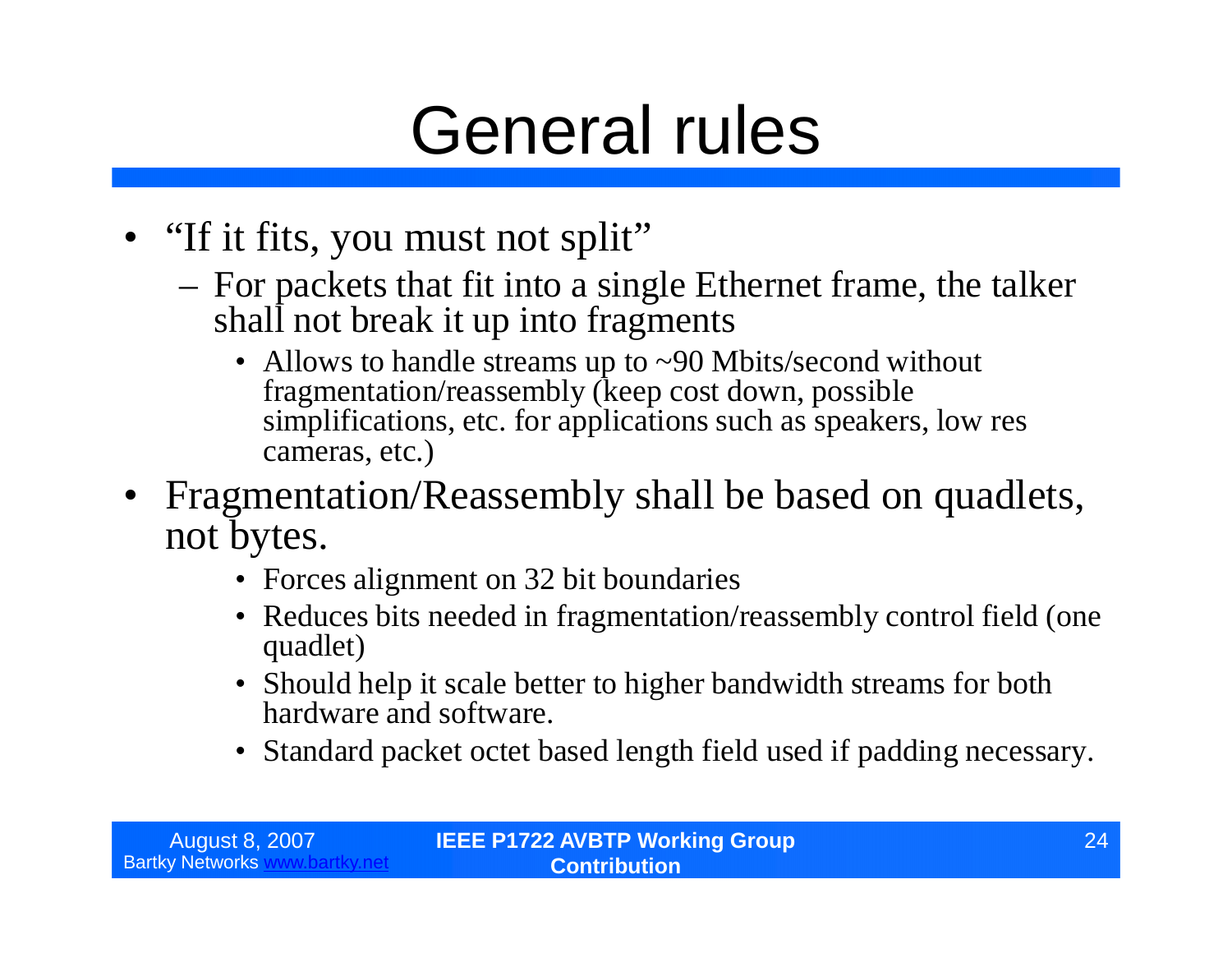# General rules

- "If it fits, you must not split"
  - For packets that fit into a single Ethernet frame, the talker shall not break it up into fragments
    - Allows to handle streams up to ~90 Mbits/second without fragmentation/reassembly (keep cost down, possible simplifications, etc. for applications such as speakers, low res cameras, etc.)
- Fragmentation/Reassembly shall be based on quadlets, not bytes.
    - Forces alignment on 32 bit boundaries
    - Reduces bits needed in fragmentation/reassembly control field (one quadlet)
    - Should help it scale better to higher bandwidth streams for both hardware and software.
    - Standard packet octet based length field used if padding necessary.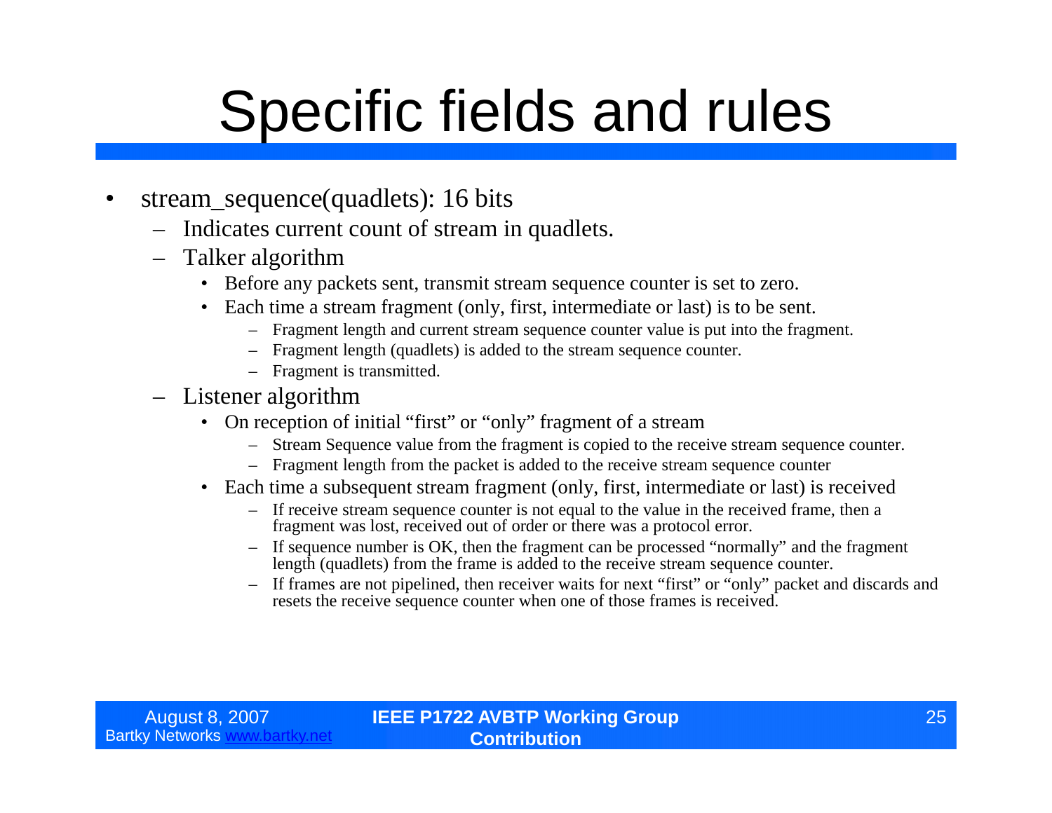# Specific fields and rules

- stream_sequence(quadlets): 16 bits
  - Indicates current count of stream in quadlets.
  - Talker algorithm
    - Before any packets sent, transmit stream sequence counter is set to zero.
    - Each time a stream fragment (only, first, intermediate or last) is to be sent.
      - Fragment length and current stream sequence counter value is put into the fragment.
      - Fragment length (quadlets) is added to the stream sequence counter.
      - Fragment is transmitted.
  - Listener algorithm
    - On reception of initial “first” or “only” fragment of a stream
      - Stream Sequence value from the fragment is copied to the receive stream sequence counter.
      - Fragment length from the packet is added to the receive stream sequence counter
    - Each time a subsequent stream fragment (only, first, intermediate or last) is received
      - If receive stream sequence counter is not equal to the value in the received frame, then a fragment was lost, received out of order or there was a protocol error.
      - If sequence number is OK, then the fragment can be processed “normally” and the fragment length (quadlets) from the frame is added to the receive stream sequence counter.
      - If frames are not pipelined, then receiver waits for next “first” or “only” packet and discards and resets the receive sequence counter when one of those frames is received.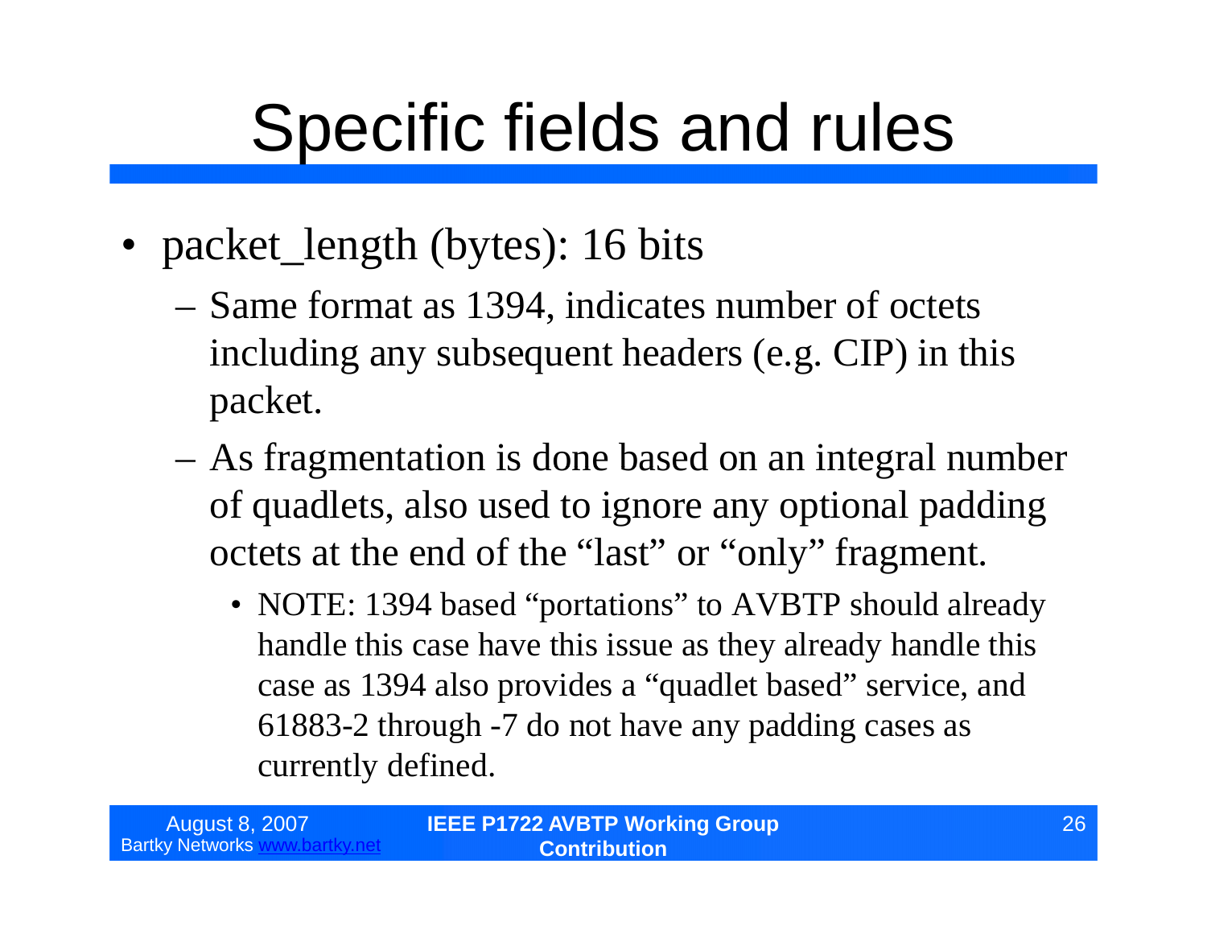# Specific fields and rules

- packet_length (bytes): 16 bits
  - Same format as 1394, indicates number of octets including any subsequent headers (e.g. CIP) in this packet.
  - As fragmentation is done based on an integral number of quadlets, also used to ignore any optional padding octets at the end of the "last" or "only" fragment.
    - NOTE: 1394 based "portations" to AVBTP should already handle this case have this issue as they already handle this case as 1394 also provides a "quadlet based" service, and 61883-2 through -7 do not have any padding cases as currently defined.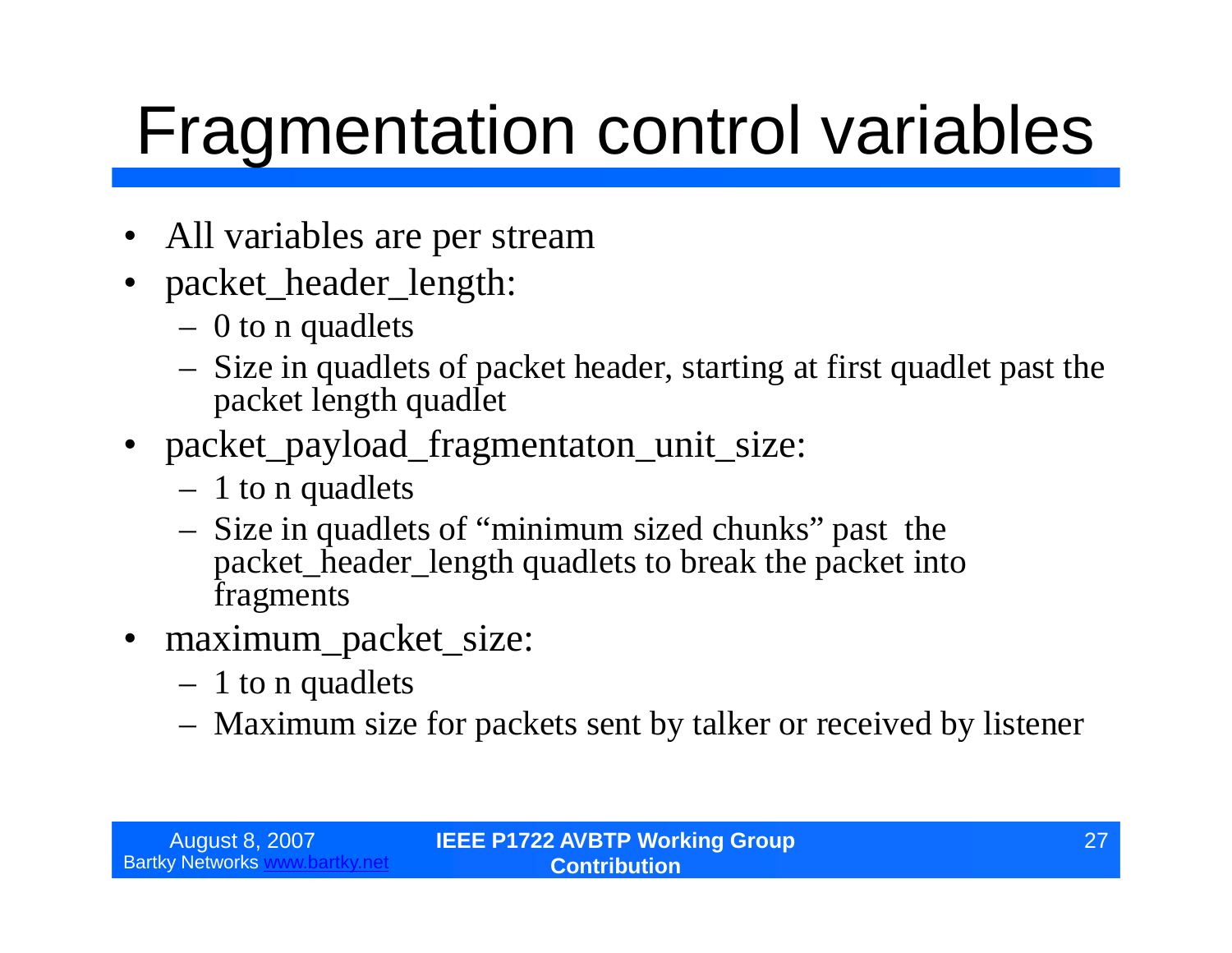# Fragmentation control variables

- All variables are per stream
- packet_header_length:
  - 0 to n quadlets
  - Size in quadlets of packet header, starting at first quadlet past the packet length quadlet
- packet_payload_fragmentaton_unit_size:
  - 1 to n quadlets
  - Size in quadlets of “minimum sized chunks” past the packet_header_length quadlets to break the packet into fragments
- maximum_packet_size:
  - 1 to n quadlets
  - Maximum size for packets sent by talker or received by listener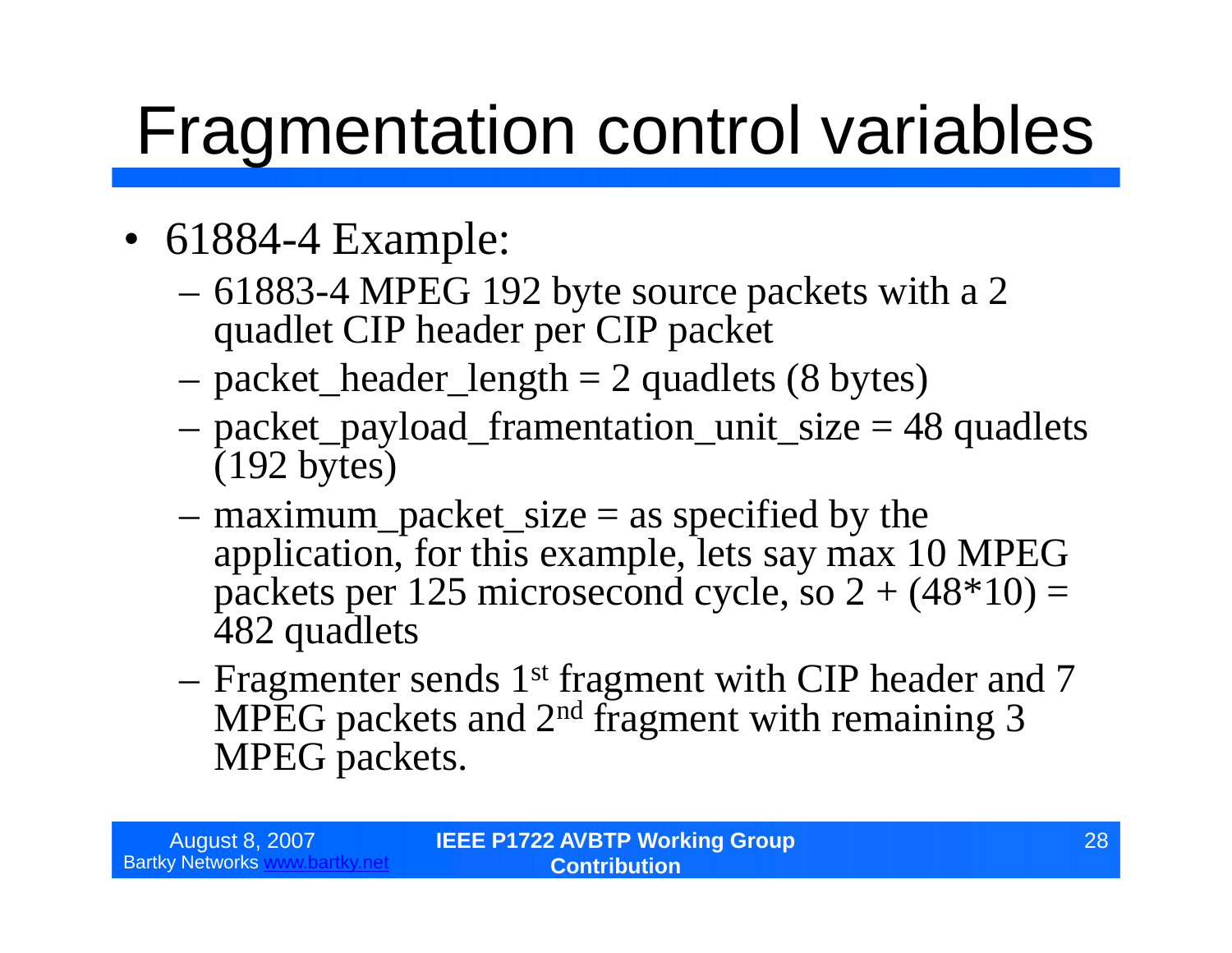# Fragmentation control variables

- 61884-4 Example:
  - 61883-4 MPEG 192 byte source packets with a 2 quadlet CIP header per CIP packet
  - packet_header_length = 2 quadlets (8 bytes)
  - packet_payload_framentation_unit_size = 48 quadlets (192 bytes)
  - maximum_packet_size = as specified by the application, for this example, lets say max 10 MPEG packets per 125 microsecond cycle, so 2 + (48*10) = 482 quadlets
  - Fragmenter sends 1st fragment with CIP header and 7 MPEG packets and 2nd fragment with remaining 3 MPEG packets.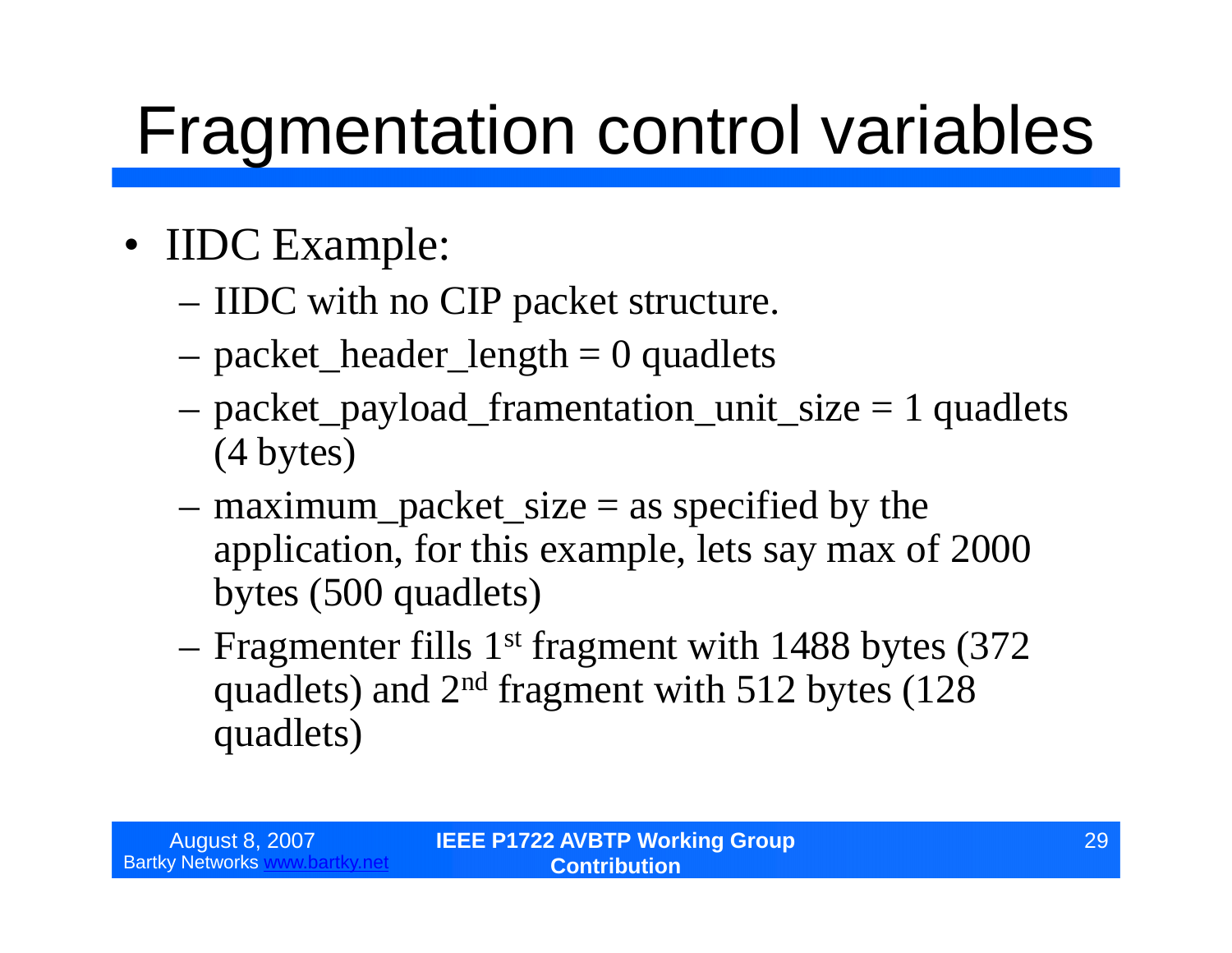# Fragmentation control variables

- IIDC Example:
  - IIDC with no CIP packet structure.
  - packet_header_length = 0 quadlets
  - packet_payload_framentation_unit_size = 1 quadlets (4 bytes)
  - maximum_packet_size = as specified by the application, for this example, lets say max of 2000 bytes (500 quadlets)
  - Fragmenter fills 1st fragment with 1488 bytes (372 quadlets) and 2nd fragment with 512 bytes (128 quadlets)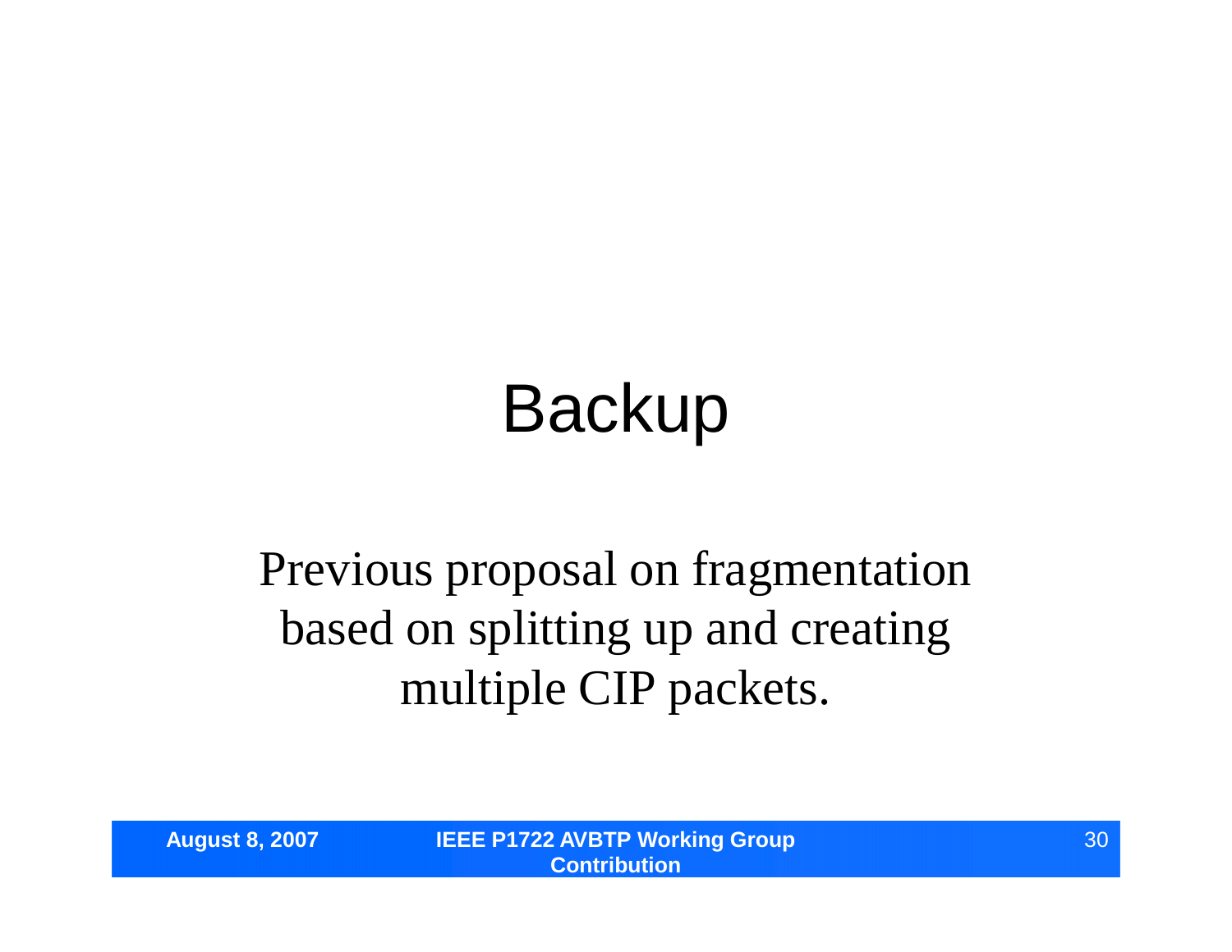# Backup

Previous proposal on fragmentation based on splitting up and creating multiple CIP packets.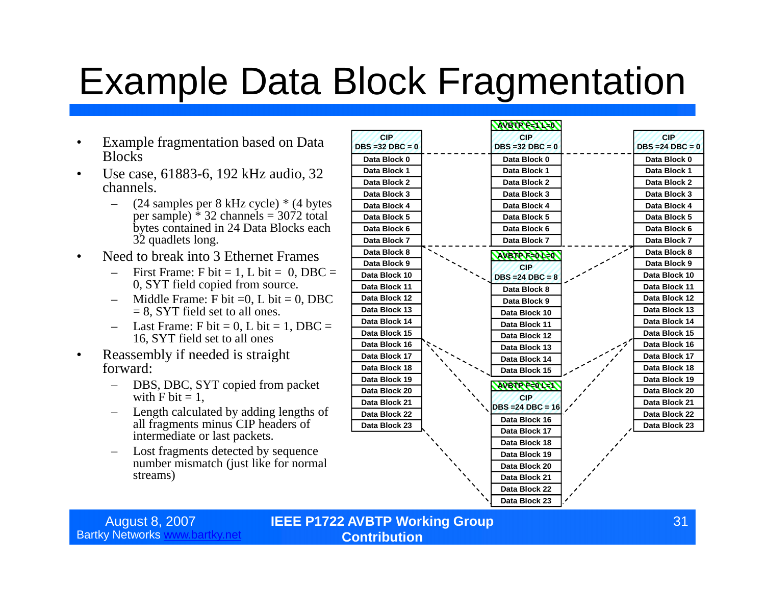# Example Data Block Fragmentation

- Example fragmentation based on Data Blocks
- Use case, 61883-6, 192 kHz audio, 32 channels.
  - (24 samples per 8 kHz cycle) * (4 bytes per sample) * 32 channels = 3072 total bytes contained in 24 Data Blocks each 32 quadlets long.
- Need to break into 3 Ethernet Frames
  - First Frame: F bit = 1, L bit = 0, DBC = 0, SYT field copied from source.
  - Middle Frame: F bit =0, L bit = 0, DBC = 8, SYT field set to all ones.
  - Last Frame: F bit = 0, L bit = 1, DBC = 16, SYT field set to all ones
- Reassembly if needed is straight forward:
  - DBS, DBC, SYT copied from packet with F bit = 1,
  - Length calculated by adding lengths of all fragments minus CIP headers of intermediate or last packets.
  - Lost fragments detected by sequence number mismatch (just like for normal streams)

| Source packet | Fragmented frames | Reassembled packet |
|---|---|---|
| CIP DBS =32 DBC = 0 | AVBTP F=1 L=0<br>CIP DBS =32 DBC = 0 | CIP DBS =24 DBC = 0 |
| Data Block 0 – Data Block 7 | Data Block 0 – Data Block 7 | Data Block 0 – Data Block 7 |
| Data Block 8 – Data Block 15 | AVBTP F=0 L=0<br>CIP DBS =24 DBC = 8<br>Data Block 8 – Data Block 15 | Data Block 8 – Data Block 15 |
| Data Block 16 – Data Block 23 | AVBTP F=0 L=1<br>CIP DBS =24 DBC = 16<br>Data Block 16 – Data Block 23 | Data Block 16 – Data Block 23 |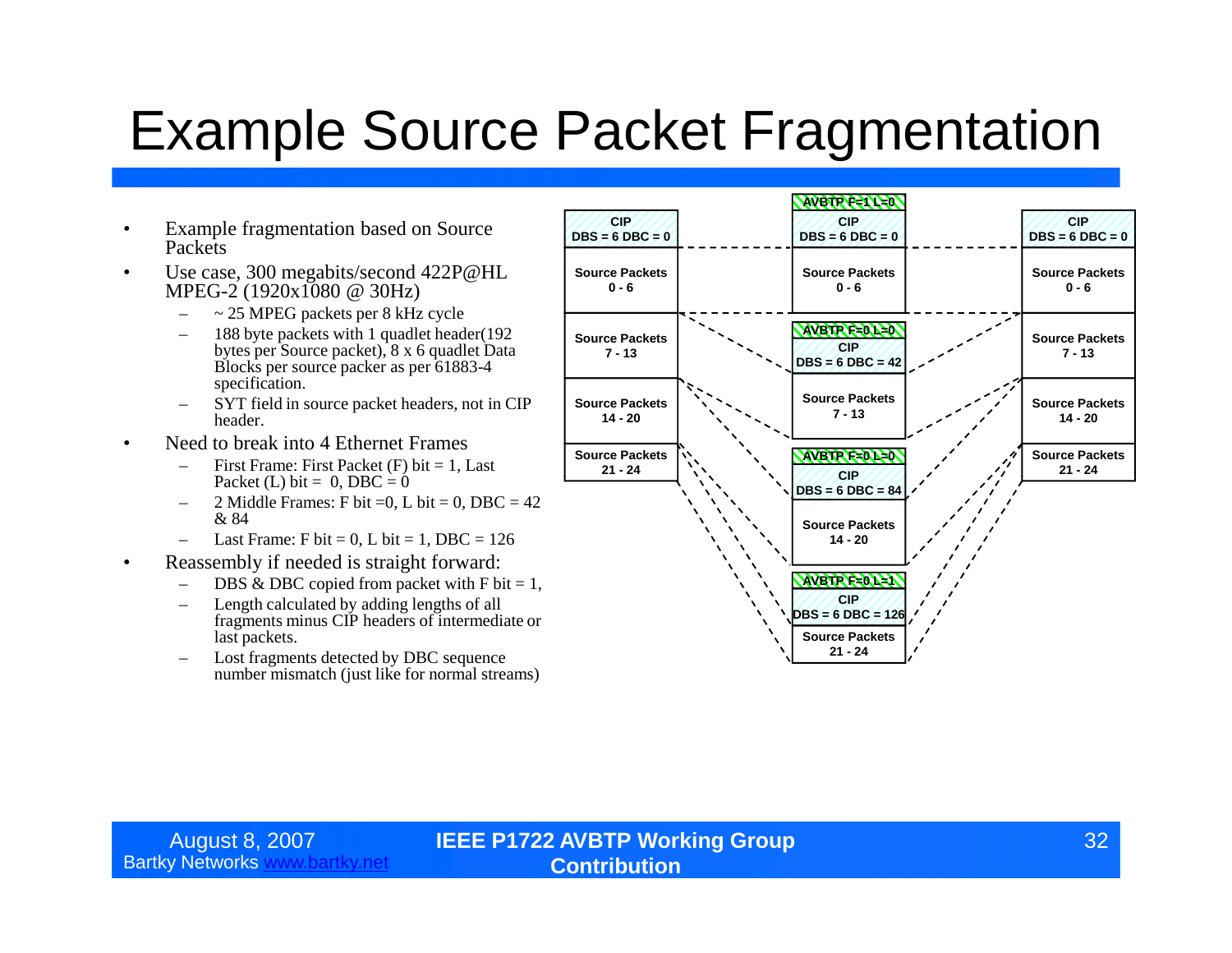# Example Source Packet Fragmentation

- Example fragmentation based on Source Packets
- Use case, 300 megabits/second 422P@HL MPEG-2 (1920x1080 @ 30Hz)
  - ~ 25 MPEG packets per 8 kHz cycle
  - 188 byte packets with 1 quadlet header(192 bytes per Source packet), 8 x 6 quadlet Data Blocks per source packer as per 61883-4 specification.
  - SYT field in source packet headers, not in CIP header.
- Need to break into 4 Ethernet Frames
  - First Frame: First Packet (F) bit = 1, Last Packet (L) bit = 0, DBC = 0
  - 2 Middle Frames: F bit =0, L bit = 0, DBC = 42 & 84
  - Last Frame: F bit = 0, L bit = 1, DBC = 126
- Reassembly if needed is straight forward:
  - DBS & DBC copied from packet with F bit = 1,
  - Length calculated by adding lengths of all fragments minus CIP headers of intermediate or last packets.
  - Lost fragments detected by DBC sequence number mismatch (just like for normal streams)

CIP
DBS = 6 DBC = 0
Source Packets
0 - 6
Source Packets
7 - 13
Source Packets
14 - 20
Source Packets
21 - 24

AVBTP F=1 L=0
CIP
DBS = 6 DBC = 0
Source Packets
0 - 6

AVBTP F=0 L=0
CIP
DBS = 6 DBC = 42
Source Packets
7 - 13

AVBTP F=0 L=0
CIP
DBS = 6 DBC = 84
Source Packets
14 - 20

AVBTP F=0 L=1
CIP
DBS = 6 DBC = 126
Source Packets
21 - 24

CIP
DBS = 6 DBC = 0
Source Packets
0 - 6
Source Packets
7 - 13
Source Packets
14 - 20
Source Packets
21 - 24